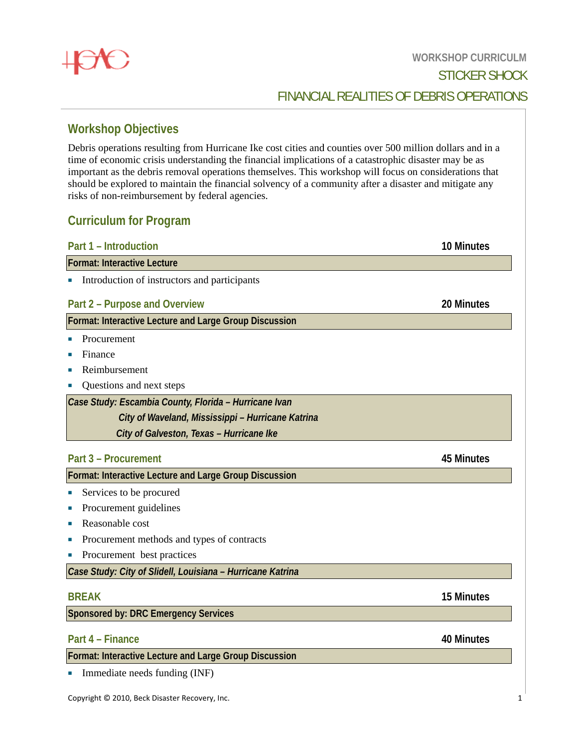WORKSHOP CURRICULM

# STICKER SHOCK

# FINANCIAL REALITIES OF DEBRIS OPERATIONS

## Workshop Objectives

Debris operations resulting from Hurricane Ike cost cities and counties over 500 million dollars and in a time of economic crisis understanding the financial implications of a catastrophic disaster may be as important as the debris removal operations themselves. This workshop will focus on considerations that should be explored to maintain the financial solvency of a community after a disaster and mitigate any risks of non-reimbursement by federal agencies.

## Curriculum for Program

### Part 1 – Introduction — 10 Minutes

**Format: Interactive Lecture**

- Introduction of instructors and participants

### Part 2 – Purpose and Overview — 20 Minutes

**Format: Interactive Lecture and Large Group Discussion**

- Procurement
- Finance
- Reimbursement
- Questions and next steps

***Case Study: Escambia County, Florida – Hurricane Ivan***
***City of Waveland, Mississippi – Hurricane Katrina***
***City of Galveston, Texas – Hurricane Ike***

### Part 3 – Procurement — 45 Minutes

**Format: Interactive Lecture and Large Group Discussion**

- Services to be procured
- Procurement guidelines
- Reasonable cost
- Procurement methods and types of contracts
- Procurement best practices

***Case Study: City of Slidell, Louisiana – Hurricane Katrina***

### BREAK — 15 Minutes

**Sponsored by: DRC Emergency Services**

### Part 4 – Finance — 40 Minutes

**Format: Interactive Lecture and Large Group Discussion**

- Immediate needs funding (INF)

Copyright © 2010, Beck Disaster Recovery, Inc.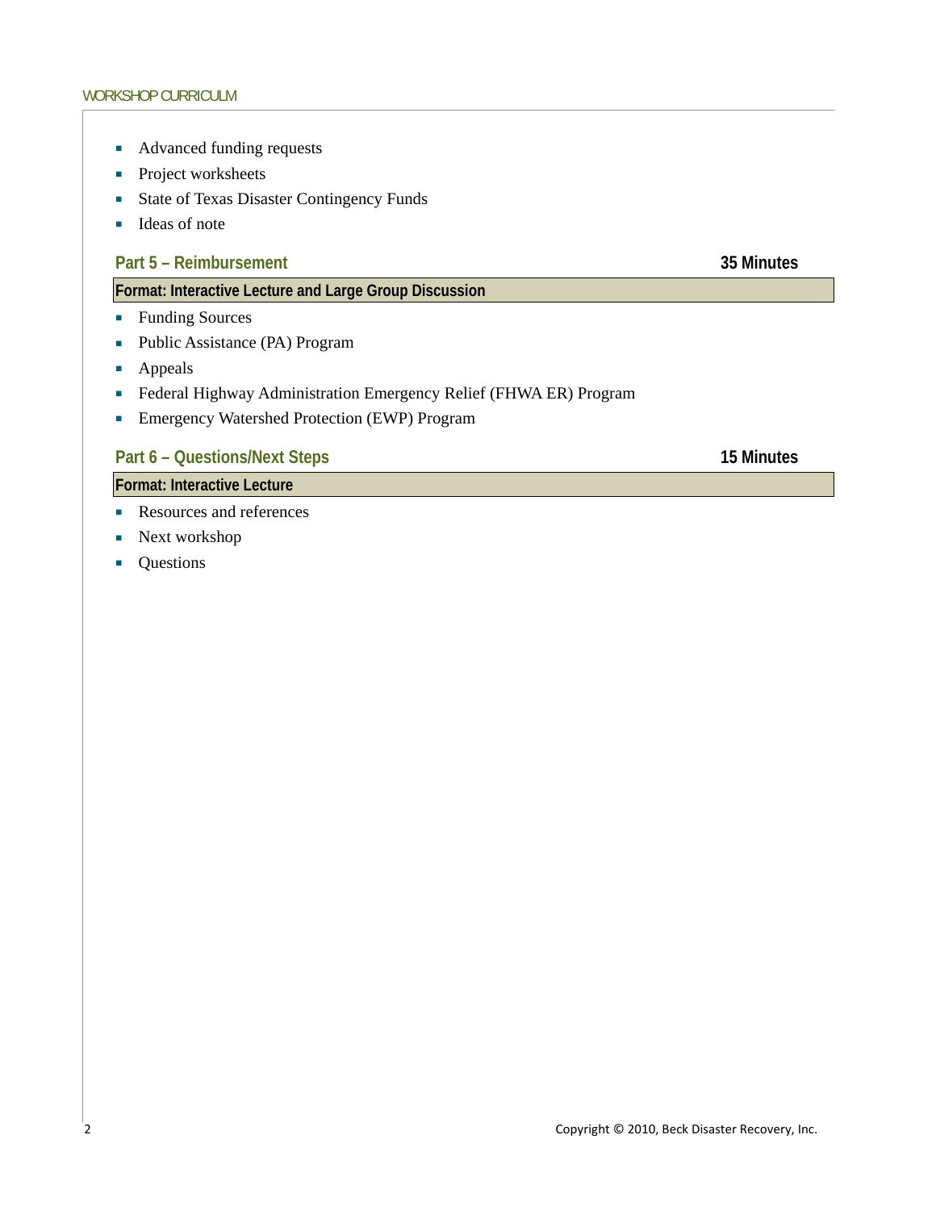- Advanced funding requests
- Project worksheets
- State of Texas Disaster Contingency Funds
- Ideas of note

## Part 5 – Reimbursement — 35 Minutes

**Format: Interactive Lecture and Large Group Discussion**

- Funding Sources
- Public Assistance (PA) Program
- Appeals
- Federal Highway Administration Emergency Relief (FHWA ER) Program
- Emergency Watershed Protection (EWP) Program

## Part 6 – Questions/Next Steps — 15 Minutes

**Format: Interactive Lecture**

- Resources and references
- Next workshop
- Questions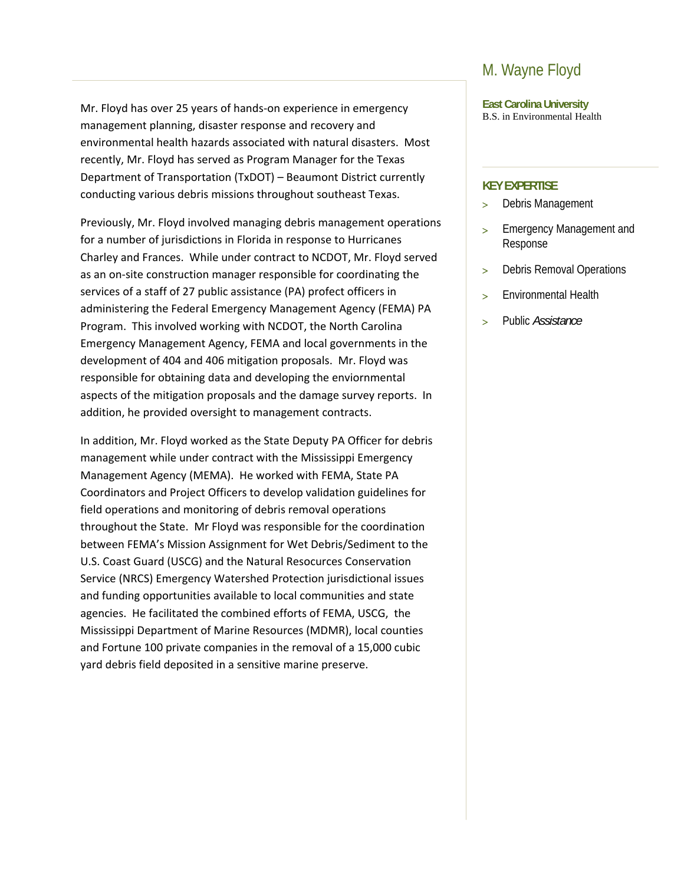# M. Wayne Floyd

**East Carolina University**
B.S. in Environmental Health

**KEY EXPERTISE**

- Debris Management
- Emergency Management and Response
- Debris Removal Operations
- Environmental Health
- Public *Assistance*

Mr. Floyd has over 25 years of hands-on experience in emergency management planning, disaster response and recovery and environmental health hazards associated with natural disasters. Most recently, Mr. Floyd has served as Program Manager for the Texas Department of Transportation (TxDOT) – Beaumont District currently conducting various debris missions throughout southeast Texas.

Previously, Mr. Floyd involved managing debris management operations for a number of jurisdictions in Florida in response to Hurricanes Charley and Frances. While under contract to NCDOT, Mr. Floyd served as an on-site construction manager responsible for coordinating the services of a staff of 27 public assistance (PA) profect officers in administering the Federal Emergency Management Agency (FEMA) PA Program. This involved working with NCDOT, the North Carolina Emergency Management Agency, FEMA and local governments in the development of 404 and 406 mitigation proposals. Mr. Floyd was responsible for obtaining data and developing the enviornmental aspects of the mitigation proposals and the damage survey reports. In addition, he provided oversight to management contracts.

In addition, Mr. Floyd worked as the State Deputy PA Officer for debris management while under contract with the Mississippi Emergency Management Agency (MEMA). He worked with FEMA, State PA Coordinators and Project Officers to develop validation guidelines for field operations and monitoring of debris removal operations throughout the State. Mr Floyd was responsible for the coordination between FEMA's Mission Assignment for Wet Debris/Sediment to the U.S. Coast Guard (USCG) and the Natural Resocurces Conservation Service (NRCS) Emergency Watershed Protection jurisdictional issues and funding opportunities available to local communities and state agencies. He facilitated the combined efforts of FEMA, USCG, the Mississippi Department of Marine Resources (MDMR), local counties and Fortune 100 private companies in the removal of a 15,000 cubic yard debris field deposited in a sensitive marine preserve.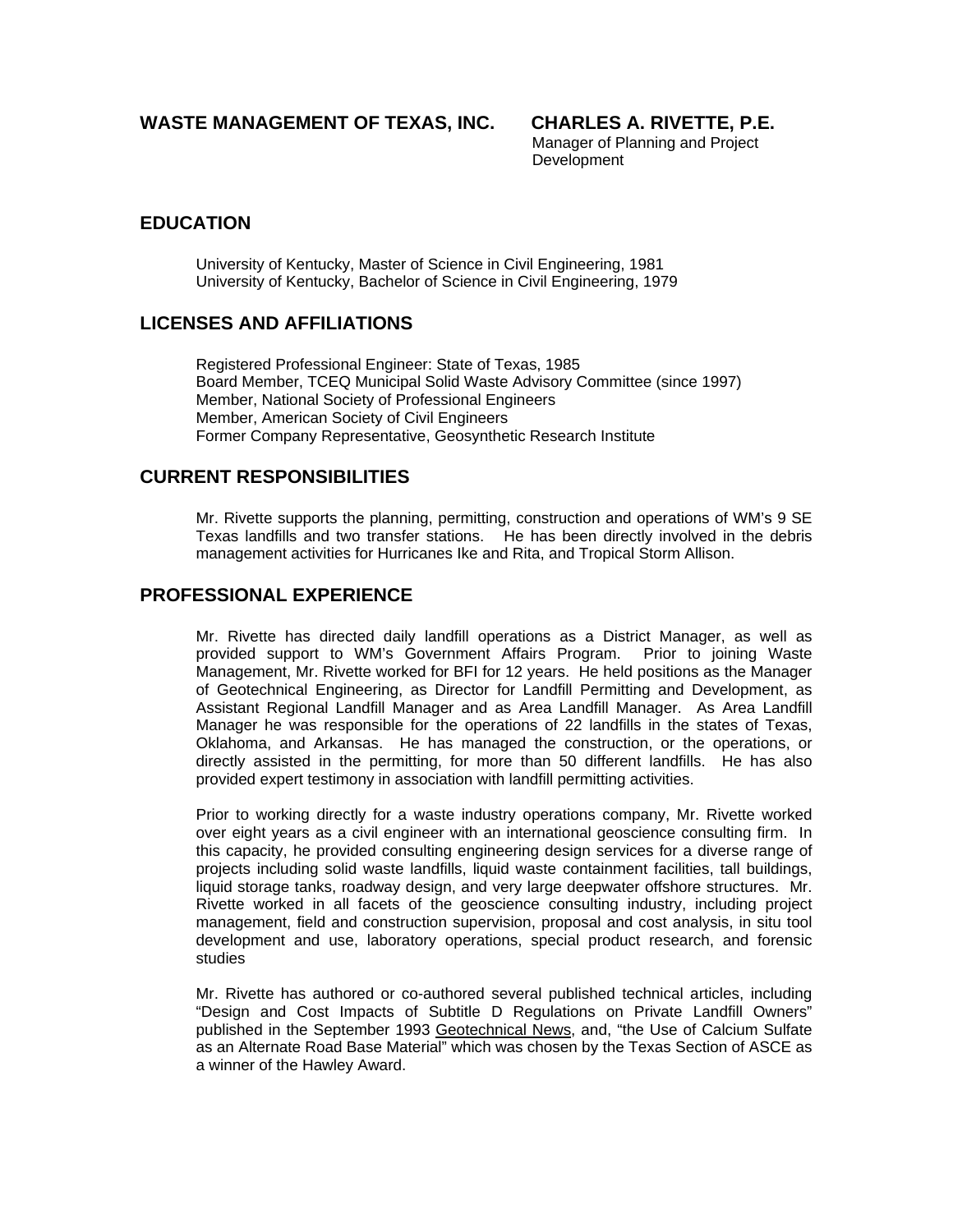**WASTE MANAGEMENT OF TEXAS, INC.** **CHARLES A. RIVETTE, P.E.**

Manager of Planning and Project Development

## EDUCATION

University of Kentucky, Master of Science in Civil Engineering, 1981
University of Kentucky, Bachelor of Science in Civil Engineering, 1979

## LICENSES AND AFFILIATIONS

Registered Professional Engineer: State of Texas, 1985
Board Member, TCEQ Municipal Solid Waste Advisory Committee (since 1997)
Member, National Society of Professional Engineers
Member, American Society of Civil Engineers
Former Company Representative, Geosynthetic Research Institute

## CURRENT RESPONSIBILITIES

Mr. Rivette supports the planning, permitting, construction and operations of WM's 9 SE Texas landfills and two transfer stations. He has been directly involved in the debris management activities for Hurricanes Ike and Rita, and Tropical Storm Allison.

## PROFESSIONAL EXPERIENCE

Mr. Rivette has directed daily landfill operations as a District Manager, as well as provided support to WM's Government Affairs Program. Prior to joining Waste Management, Mr. Rivette worked for BFI for 12 years. He held positions as the Manager of Geotechnical Engineering, as Director for Landfill Permitting and Development, as Assistant Regional Landfill Manager and as Area Landfill Manager. As Area Landfill Manager he was responsible for the operations of 22 landfills in the states of Texas, Oklahoma, and Arkansas. He has managed the construction, or the operations, or directly assisted in the permitting, for more than 50 different landfills. He has also provided expert testimony in association with landfill permitting activities.

Prior to working directly for a waste industry operations company, Mr. Rivette worked over eight years as a civil engineer with an international geoscience consulting firm. In this capacity, he provided consulting engineering design services for a diverse range of projects including solid waste landfills, liquid waste containment facilities, tall buildings, liquid storage tanks, roadway design, and very large deepwater offshore structures. Mr. Rivette worked in all facets of the geoscience consulting industry, including project management, field and construction supervision, proposal and cost analysis, in situ tool development and use, laboratory operations, special product research, and forensic studies

Mr. Rivette has authored or co-authored several published technical articles, including "Design and Cost Impacts of Subtitle D Regulations on Private Landfill Owners" published in the September 1993 Geotechnical News, and, "the Use of Calcium Sulfate as an Alternate Road Base Material" which was chosen by the Texas Section of ASCE as a winner of the Hawley Award.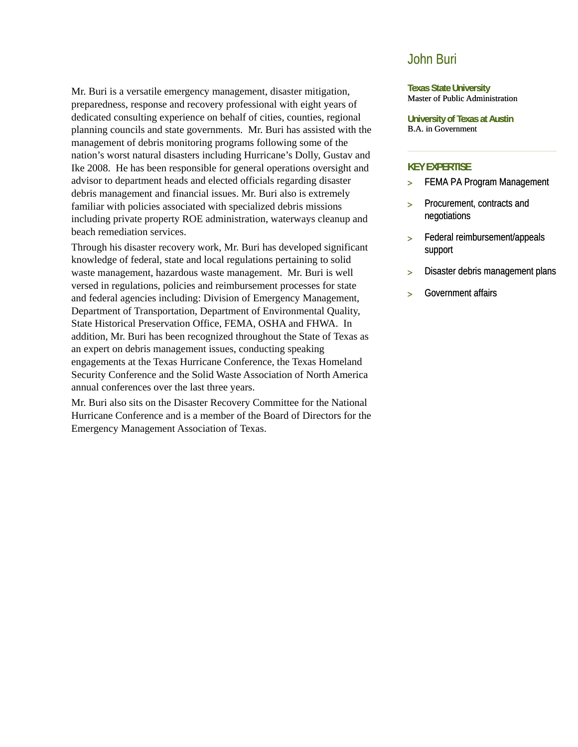# John Buri

**Texas State University**
Master of Public Administration

**University of Texas at Austin**
B.A. in Government

## KEY EXPERTISE

- FEMA PA Program Management
- Procurement, contracts and negotiations
- Federal reimbursement/appeals support
- Disaster debris management plans
- Government affairs

Mr. Buri is a versatile emergency management, disaster mitigation, preparedness, response and recovery professional with eight years of dedicated consulting experience on behalf of cities, counties, regional planning councils and state governments. Mr. Buri has assisted with the management of debris monitoring programs following some of the nation's worst natural disasters including Hurricane's Dolly, Gustav and Ike 2008. He has been responsible for general operations oversight and advisor to department heads and elected officials regarding disaster debris management and financial issues. Mr. Buri also is extremely familiar with policies associated with specialized debris missions including private property ROE administration, waterways cleanup and beach remediation services.

Through his disaster recovery work, Mr. Buri has developed significant knowledge of federal, state and local regulations pertaining to solid waste management, hazardous waste management. Mr. Buri is well versed in regulations, policies and reimbursement processes for state and federal agencies including: Division of Emergency Management, Department of Transportation, Department of Environmental Quality, State Historical Preservation Office, FEMA, OSHA and FHWA. In addition, Mr. Buri has been recognized throughout the State of Texas as an expert on debris management issues, conducting speaking engagements at the Texas Hurricane Conference, the Texas Homeland Security Conference and the Solid Waste Association of North America annual conferences over the last three years.

Mr. Buri also sits on the Disaster Recovery Committee for the National Hurricane Conference and is a member of the Board of Directors for the Emergency Management Association of Texas.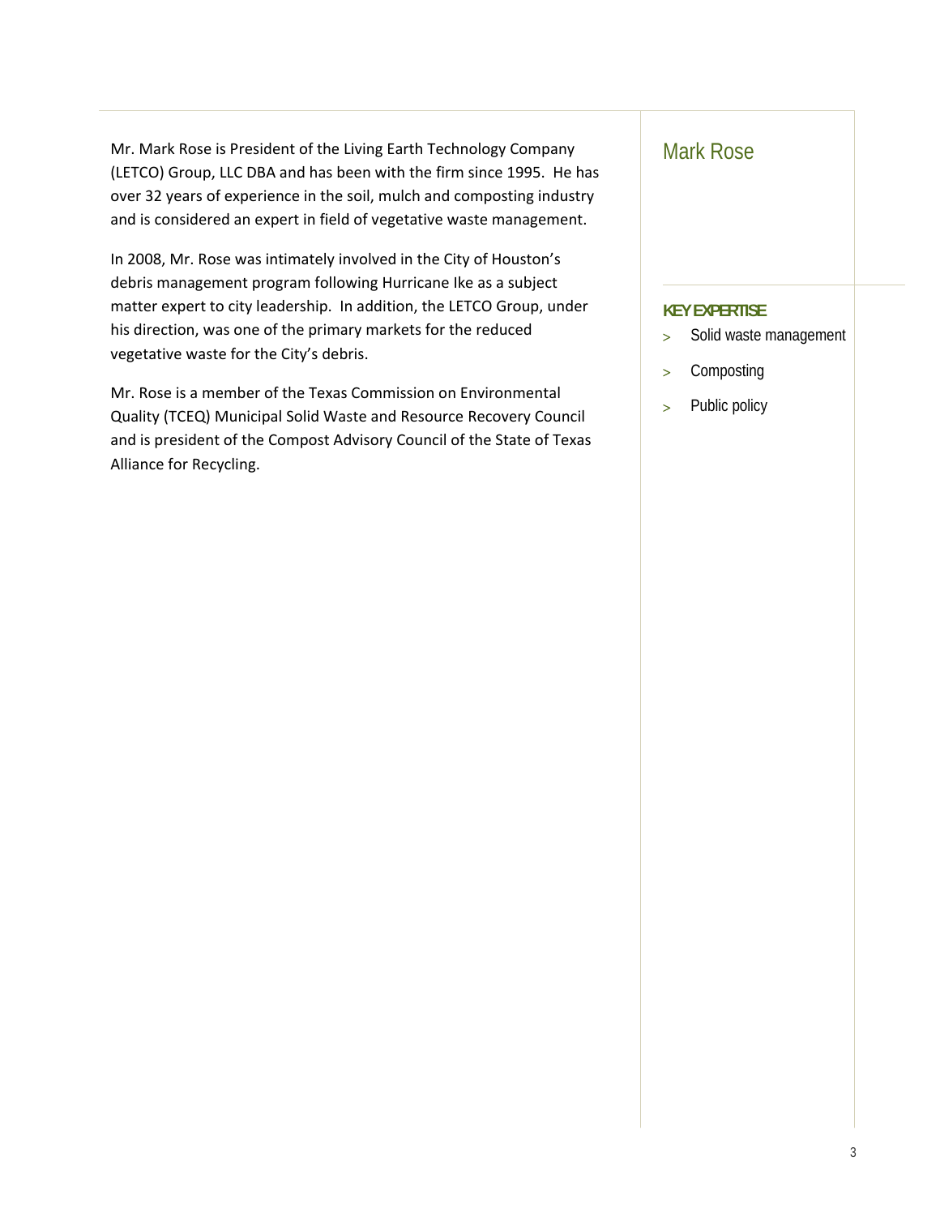## Mark Rose

Mr. Mark Rose is President of the Living Earth Technology Company (LETCO) Group, LLC DBA and has been with the firm since 1995. He has over 32 years of experience in the soil, mulch and composting industry and is considered an expert in field of vegetative waste management.

In 2008, Mr. Rose was intimately involved in the City of Houston's debris management program following Hurricane Ike as a subject matter expert to city leadership. In addition, the LETCO Group, under his direction, was one of the primary markets for the reduced vegetative waste for the City's debris.

Mr. Rose is a member of the Texas Commission on Environmental Quality (TCEQ) Municipal Solid Waste and Resource Recovery Council and is president of the Compost Advisory Council of the State of Texas Alliance for Recycling.

**KEY EXPERTISE**

- Solid waste management
- Composting
- Public policy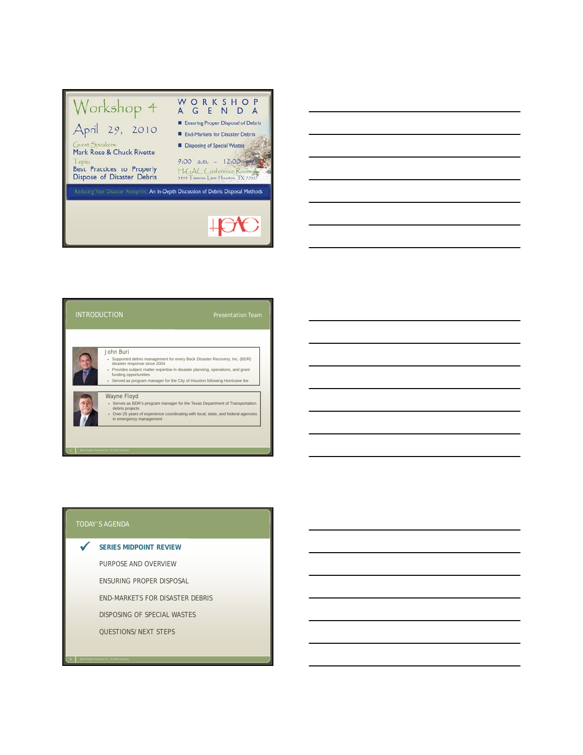# Workshop 4

April 29, 2010

Guest Speakers:
Mark Rose & Chuck Rivette

Topic:
Best Practices to Properly Dispose of Disaster Debris

## WORKSHOP AGENDA

- Ensuring Proper Disposal of Debris
- End-Markets for Disaster Debris
- Disposing of Special Wastes

9:00 a.m. - 12:00 p.m.
H-GAC Conference Room A
3555 Timmons Lane Houston, TX 77027

Reducing Your Disaster Footprint: An In-Depth Discussion of Debris Disposal Methods

H-GAC

---

## INTRODUCTION

Presentation Team

**John Buri**

- Supported debris management for every Beck Disaster Recovery, Inc. (BDR) disaster response since 2004
- Provides subject matter expertise in disaster planning, operations, and grant funding opportunities
- Served as program manager for the City of Houston following Hurricane Ike

**Wayne Floyd**

- Serves as BDR's program manager for the Texas Department of Transportation debris projects
- Over 25 years of experience coordinating with local, state, and federal agencies in emergency management

---

## TODAY'S AGENDA

- ✓ **SERIES MIDPOINT REVIEW**
- PURPOSE AND OVERVIEW
- ENSURING PROPER DISPOSAL
- END-MARKETS FOR DISASTER DEBRIS
- DISPOSING OF SPECIAL WASTES
- QUESTIONS/ NEXT STEPS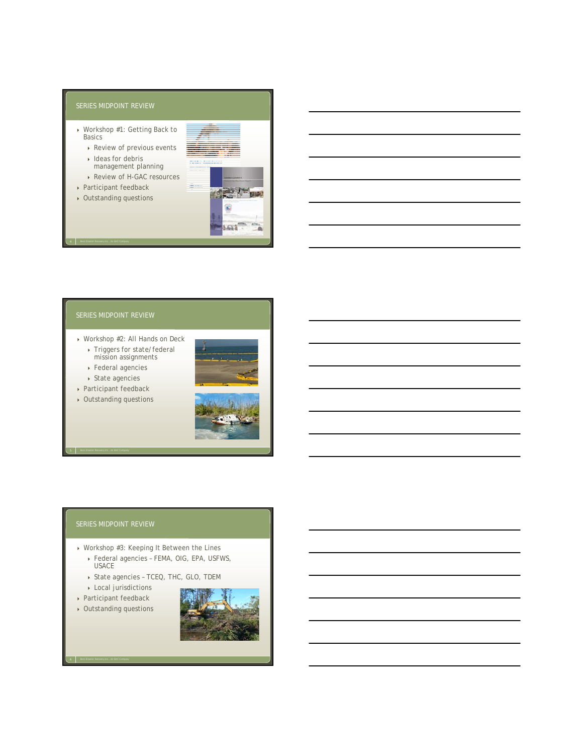## SERIES MIDPOINT REVIEW

- Workshop #1: Getting Back to Basics
  - Review of previous events
  - Ideas for debris management planning
  - Review of H-GAC resources
- Participant feedback
- Outstanding questions

## SERIES MIDPOINT REVIEW

- Workshop #2: All Hands on Deck
  - Triggers for state/federal mission assignments
  - Federal agencies
  - State agencies
- Participant feedback
- Outstanding questions

## SERIES MIDPOINT REVIEW

- Workshop #3: Keeping It Between the Lines
  - Federal agencies – FEMA, OIG, EPA, USFWS, USACE
  - State agencies – TCEQ, THC, GLO, TDEM
  - Local jurisdictions
- Participant feedback
- Outstanding questions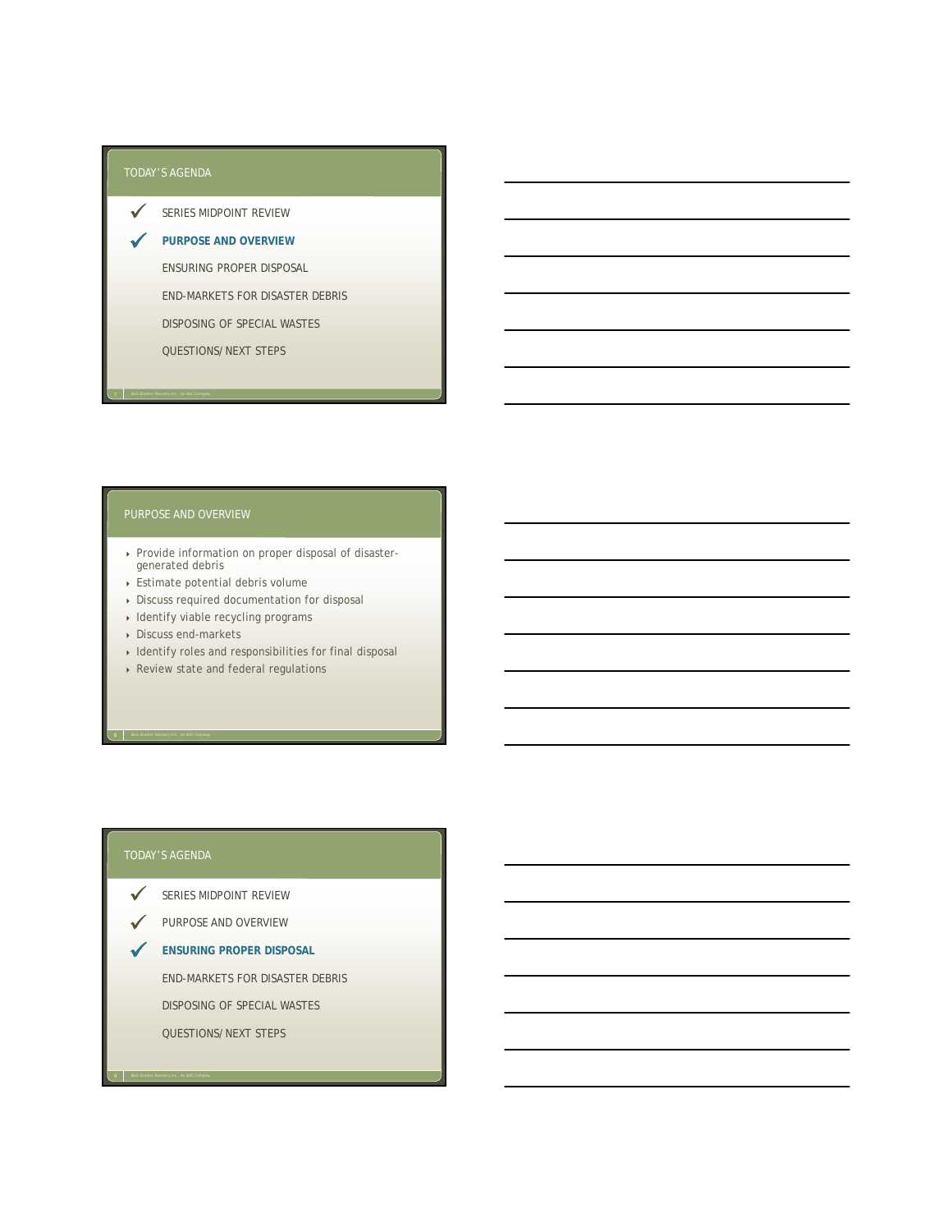## TODAY'S AGENDA

- ✓ SERIES MIDPOINT REVIEW
- ✓ **PURPOSE AND OVERVIEW**
- ENSURING PROPER DISPOSAL
- END-MARKETS FOR DISASTER DEBRIS
- DISPOSING OF SPECIAL WASTES
- QUESTIONS/ NEXT STEPS

## PURPOSE AND OVERVIEW

- Provide information on proper disposal of disaster-generated debris
- Estimate potential debris volume
- Discuss required documentation for disposal
- Identify viable recycling programs
- Discuss end-markets
- Identify roles and responsibilities for final disposal
- Review state and federal regulations

## TODAY'S AGENDA

- ✓ SERIES MIDPOINT REVIEW
- ✓ PURPOSE AND OVERVIEW
- ✓ **ENSURING PROPER DISPOSAL**
- END-MARKETS FOR DISASTER DEBRIS
- DISPOSING OF SPECIAL WASTES
- QUESTIONS/ NEXT STEPS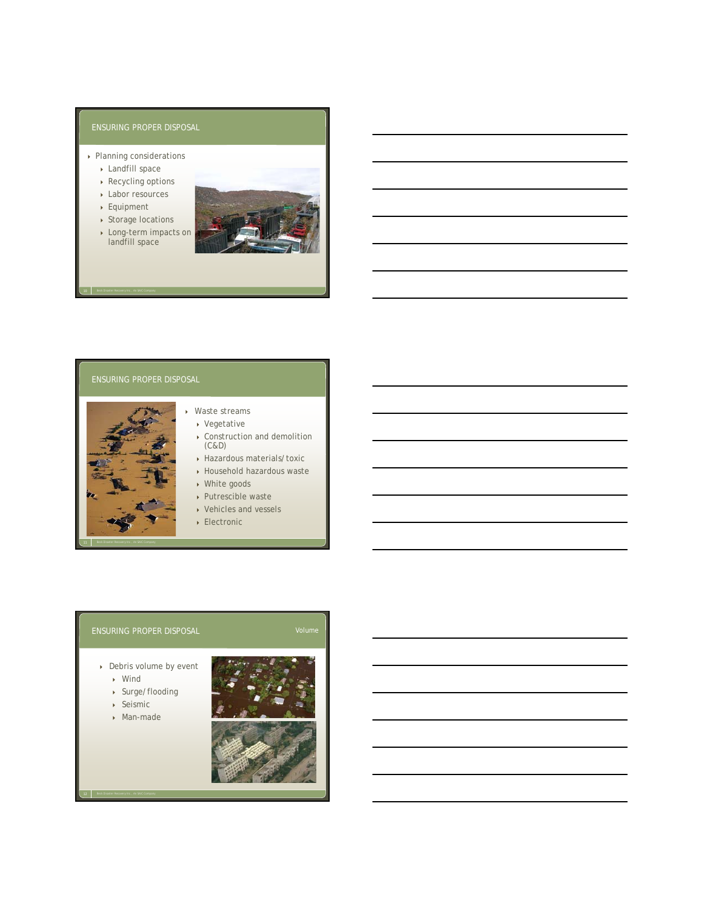## ENSURING PROPER DISPOSAL

- Planning considerations
  - Landfill space
  - Recycling options
  - Labor resources
  - Equipment
  - Storage locations
  - Long-term impacts on landfill space

## ENSURING PROPER DISPOSAL

- Waste streams
  - Vegetative
  - Construction and demolition (C&D)
  - Hazardous materials/toxic
  - Household hazardous waste
  - White goods
  - Putrescible waste
  - Vehicles and vessels
  - Electronic

## ENSURING PROPER DISPOSAL

Volume

- Debris volume by event
  - Wind
  - Surge/flooding
  - Seismic
  - Man-made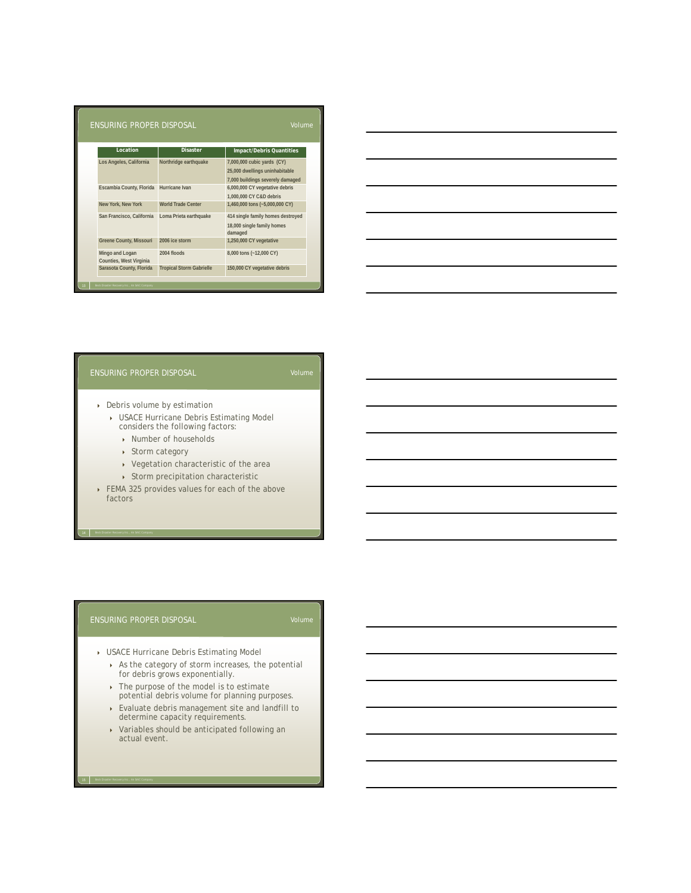## ENSURING PROPER DISPOSAL

Volume

| Location | Disaster | Impact/Debris Quantities |
|---|---|---|
| Los Angeles, California | Northridge earthquake | 7,000,000 cubic yards (CY)<br>25,000 dwellings uninhabitable<br>7,000 buildings severely damaged |
| Escambia County, Florida | Hurricane Ivan | 6,000,000 CY vegetative debris<br>1,000,000 CY C&D debris |
| New York, New York | World Trade Center | 1,460,000 tons (~5,000,000 CY) |
| San Francisco, California | Loma Prieta earthquake | 414 single family homes destroyed<br>18,000 single family homes damaged |
| Greene County, Missouri | 2006 ice storm | 1,250,000 CY vegetative |
| Mingo and Logan Counties, West Virginia | 2004 floods | 8,000 tons (~12,000 CY) |
| Sarasota County, Florida | Tropical Storm Gabrielle | 150,000 CY vegetative debris |

## ENSURING PROPER DISPOSAL

Volume

- Debris volume by estimation
  - USACE Hurricane Debris Estimating Model considers the following factors:
    - Number of households
    - Storm category
    - Vegetation characteristic of the area
    - Storm precipitation characteristic
- FEMA 325 provides values for each of the above factors

## ENSURING PROPER DISPOSAL

Volume

- USACE Hurricane Debris Estimating Model
  - As the category of storm increases, the potential for debris grows exponentially.
  - The purpose of the model is to estimate potential debris volume for planning purposes.
  - Evaluate debris management site and landfill to determine capacity requirements.
  - Variables should be anticipated following an actual event.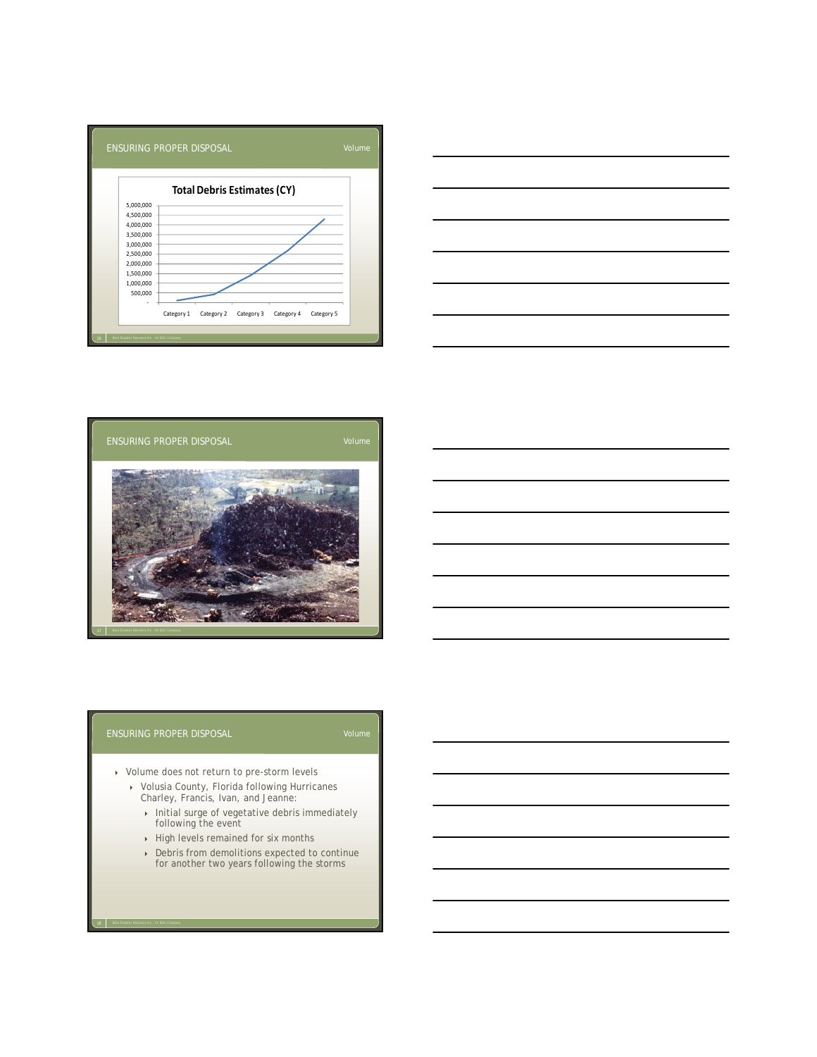## ENSURING PROPER DISPOSAL

Volume

**Total Debris Estimates (CY)**

| | Category 1 | Category 2 | Category 3 | Category 4 | Category 5 |
|---|---|---|---|---|---|

## ENSURING PROPER DISPOSAL

Volume

## ENSURING PROPER DISPOSAL

Volume

- Volume does not return to pre-storm levels
  - Volusia County, Florida following Hurricanes Charley, Francis, Ivan, and Jeanne:
    - Initial surge of vegetative debris immediately following the event
    - High levels remained for six months
    - Debris from demolitions expected to continue for another two years following the storms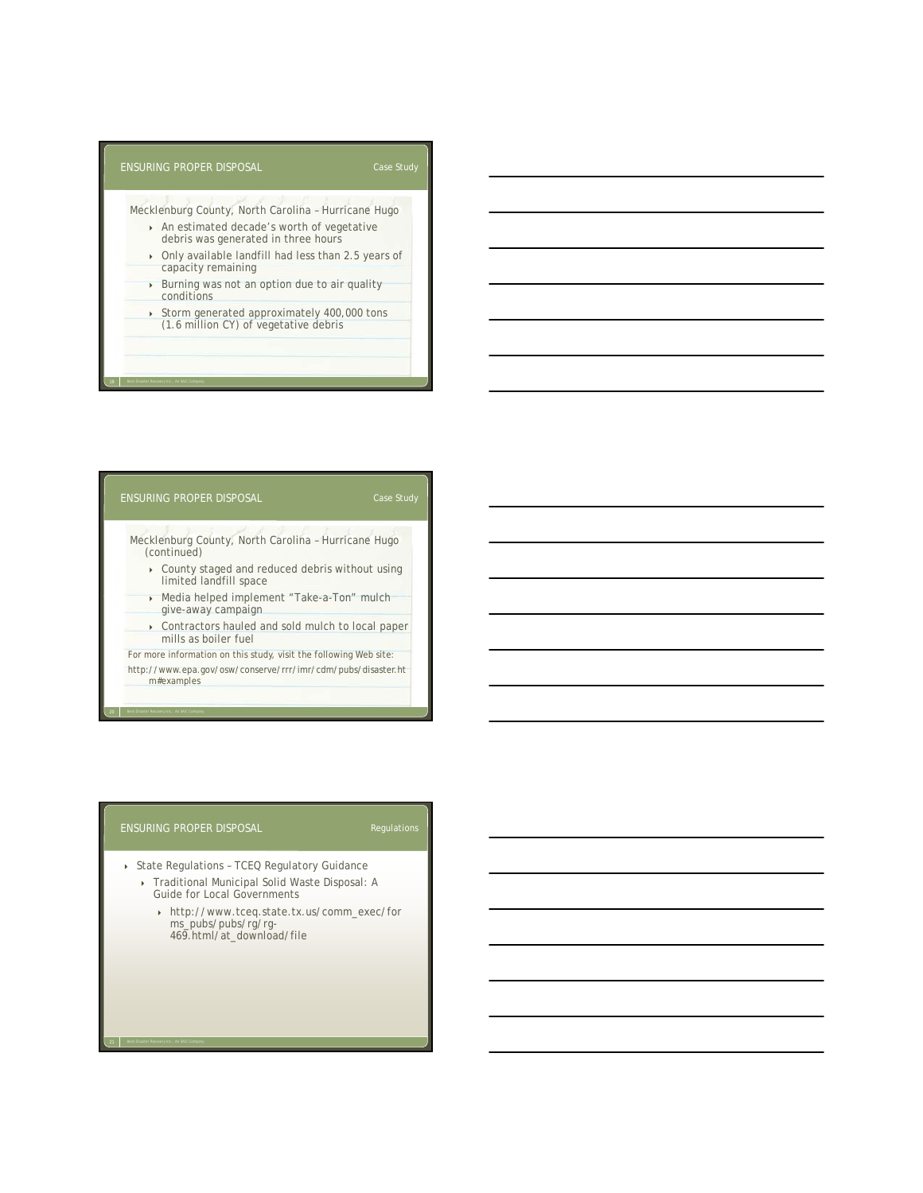## ENSURING PROPER DISPOSAL — Case Study

Mecklenburg County, North Carolina – Hurricane Hugo

- An estimated decade's worth of vegetative debris was generated in three hours
- Only available landfill had less than 2.5 years of capacity remaining
- Burning was not an option due to air quality conditions
- Storm generated approximately 400,000 tons (1.6 million CY) of vegetative debris

## ENSURING PROPER DISPOSAL — Case Study

Mecklenburg County, North Carolina – Hurricane Hugo (continued)

- County staged and reduced debris without using limited landfill space
- Media helped implement "Take-a-Ton" mulch give-away campaign
- Contractors hauled and sold mulch to local paper mills as boiler fuel

For more information on this study, visit the following Web site:
http://www.epa.gov/osw/conserve/rrr/imr/cdm/pubs/disaster.htm#examples

## ENSURING PROPER DISPOSAL — Regulations

- State Regulations – TCEQ Regulatory Guidance
  - Traditional Municipal Solid Waste Disposal: A Guide for Local Governments
    - http://www.tceq.state.tx.us/comm_exec/forms_pubs/pubs/rg/rg-469.html/at_download/file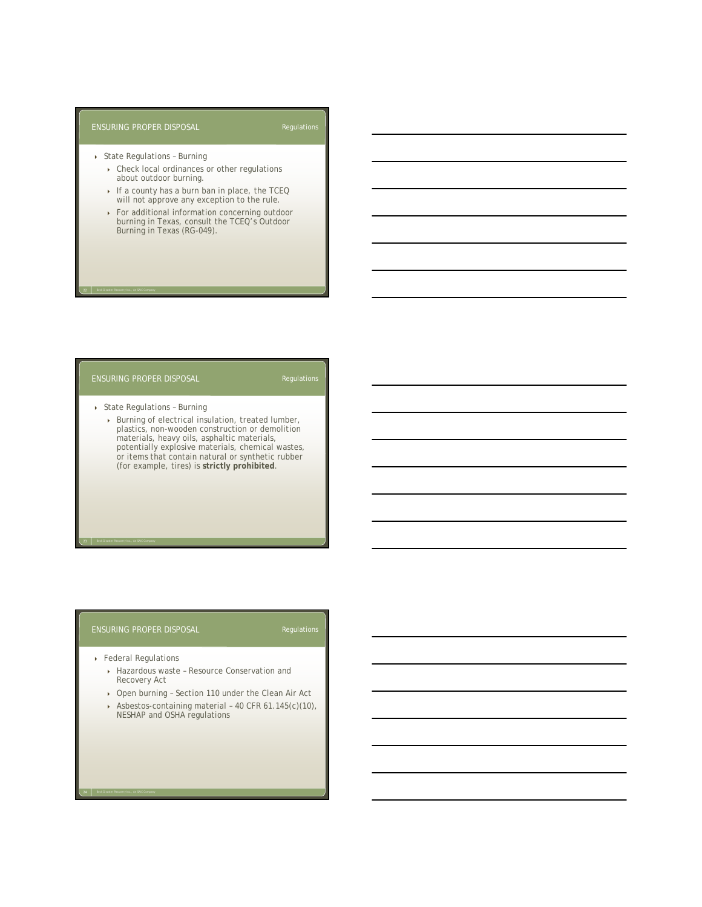## ENSURING PROPER DISPOSAL

Regulations

- State Regulations – Burning
  - Check local ordinances or other regulations about outdoor burning.
  - If a county has a burn ban in place, the TCEQ will not approve any exception to the rule.
  - For additional information concerning outdoor burning in Texas, consult the TCEQ's Outdoor Burning in Texas (RG-049).

## ENSURING PROPER DISPOSAL

Regulations

- State Regulations – Burning
  - Burning of electrical insulation, treated lumber, plastics, non-wooden construction or demolition materials, heavy oils, asphaltic materials, potentially explosive materials, chemical wastes, or items that contain natural or synthetic rubber (for example, tires) is **strictly prohibited**.

## ENSURING PROPER DISPOSAL

Regulations

- Federal Regulations
  - Hazardous waste – Resource Conservation and Recovery Act
  - Open burning – Section 110 under the Clean Air Act
  - Asbestos-containing material – 40 CFR 61.145(c)(10), NESHAP and OSHA regulations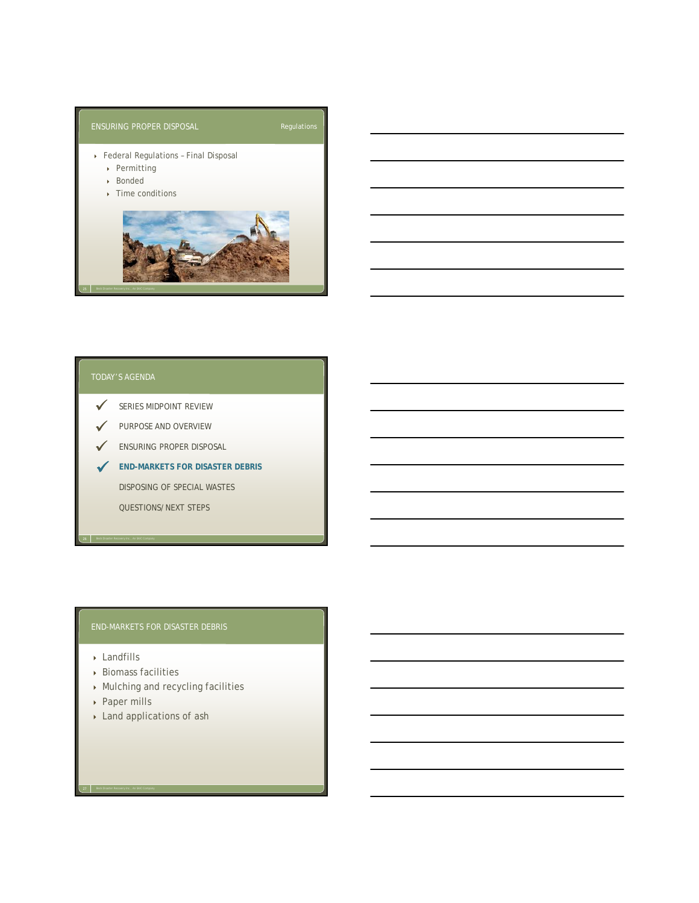## ENSURING PROPER DISPOSAL

Regulations

- Federal Regulations – Final Disposal
  - Permitting
  - Bonded
  - Time conditions

## TODAY'S AGENDA

- ✓ SERIES MIDPOINT REVIEW
- ✓ PURPOSE AND OVERVIEW
- ✓ ENSURING PROPER DISPOSAL
- ✓ **END-MARKETS FOR DISASTER DEBRIS**
- DISPOSING OF SPECIAL WASTES
- QUESTIONS/ NEXT STEPS

## END-MARKETS FOR DISASTER DEBRIS

- Landfills
- Biomass facilities
- Mulching and recycling facilities
- Paper mills
- Land applications of ash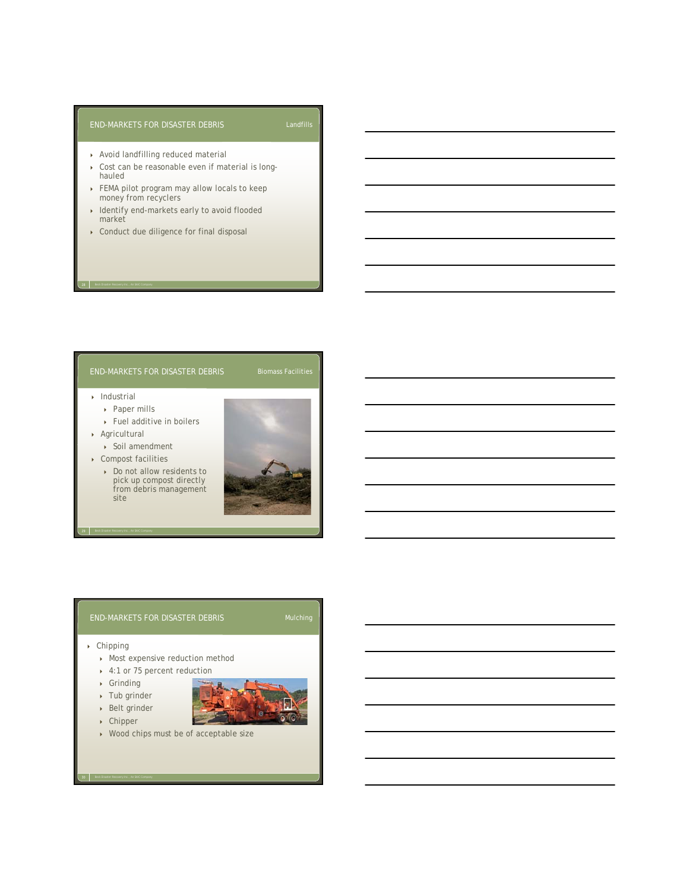## END-MARKETS FOR DISASTER DEBRIS — Landfills

- Avoid landfilling reduced material
- Cost can be reasonable even if material is long-hauled
- FEMA pilot program may allow locals to keep money from recyclers
- Identify end-markets early to avoid flooded market
- Conduct due diligence for final disposal

## END-MARKETS FOR DISASTER DEBRIS — Biomass Facilities

- Industrial
  - Paper mills
  - Fuel additive in boilers
- Agricultural
  - Soil amendment
- Compost facilities
  - Do not allow residents to pick up compost directly from debris management site

## END-MARKETS FOR DISASTER DEBRIS — Mulching

- Chipping
  - Most expensive reduction method
  - 4:1 or 75 percent reduction
  - Grinding
  - Tub grinder
  - Belt grinder
  - Chipper
  - Wood chips must be of acceptable size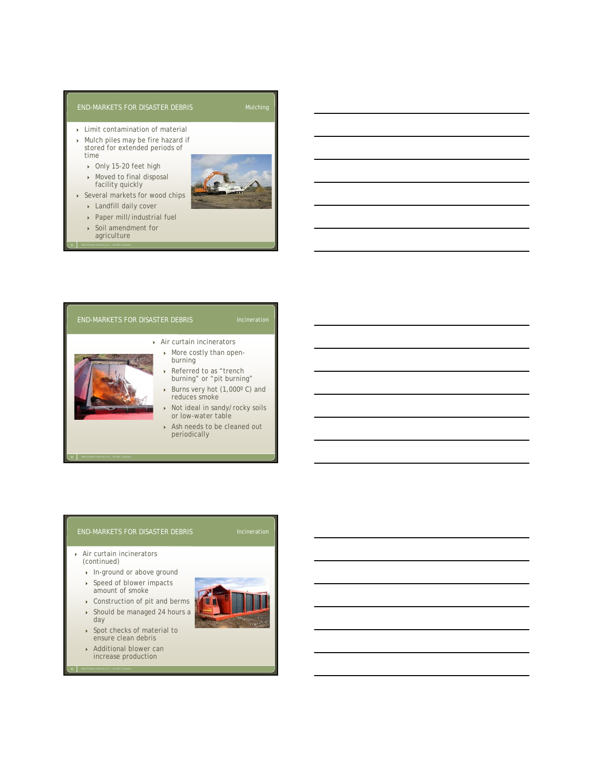## END-MARKETS FOR DISASTER DEBRIS — Mulching

- Limit contamination of material
- Mulch piles may be fire hazard if stored for extended periods of time
  - Only 15-20 feet high
  - Moved to final disposal facility quickly
- Several markets for wood chips
  - Landfill daily cover
  - Paper mill/industrial fuel
  - Soil amendment for agriculture

## END-MARKETS FOR DISASTER DEBRIS — Incineration

- Air curtain incinerators
  - More costly than open-burning
  - Referred to as "trench burning" or "pit burning"
  - Burns very hot (1,000º C) and reduces smoke
  - Not ideal in sandy/rocky soils or low-water table
  - Ash needs to be cleaned out periodically

## END-MARKETS FOR DISASTER DEBRIS — Incineration

- Air curtain incinerators (continued)
  - In-ground or above ground
  - Speed of blower impacts amount of smoke
  - Construction of pit and berms
  - Should be managed 24 hours a day
  - Spot checks of material to ensure clean debris
  - Additional blower can increase production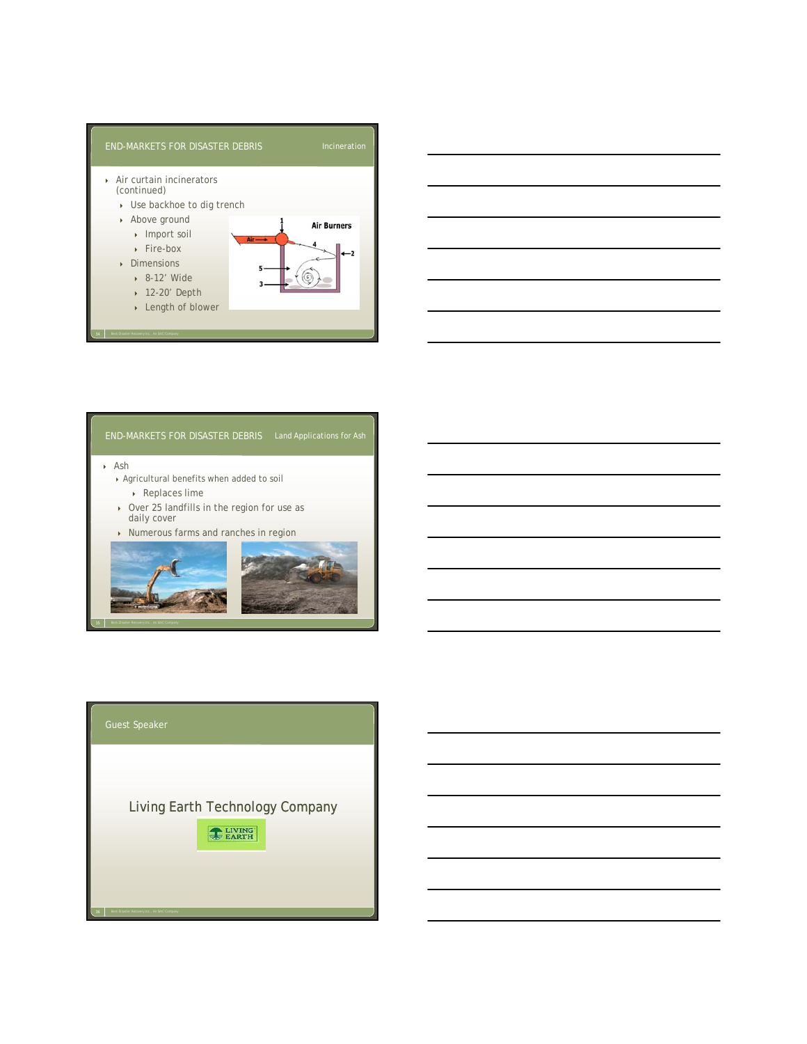## END-MARKETS FOR DISASTER DEBRIS — Incineration

- Air curtain incinerators (continued)
  - Use backhoe to dig trench
  - Above ground
    - Import soil
    - Fire-box
  - Dimensions
    - 8-12' Wide
    - 12-20' Depth
    - Length of blower

Air Burners

## END-MARKETS FOR DISASTER DEBRIS — Land Applications for Ash

- Ash
  - Agricultural benefits when added to soil
    - Replaces lime
  - Over 25 landfills in the region for use as daily cover
  - Numerous farms and ranches in region

## Guest Speaker

Living Earth Technology Company

LIVING EARTH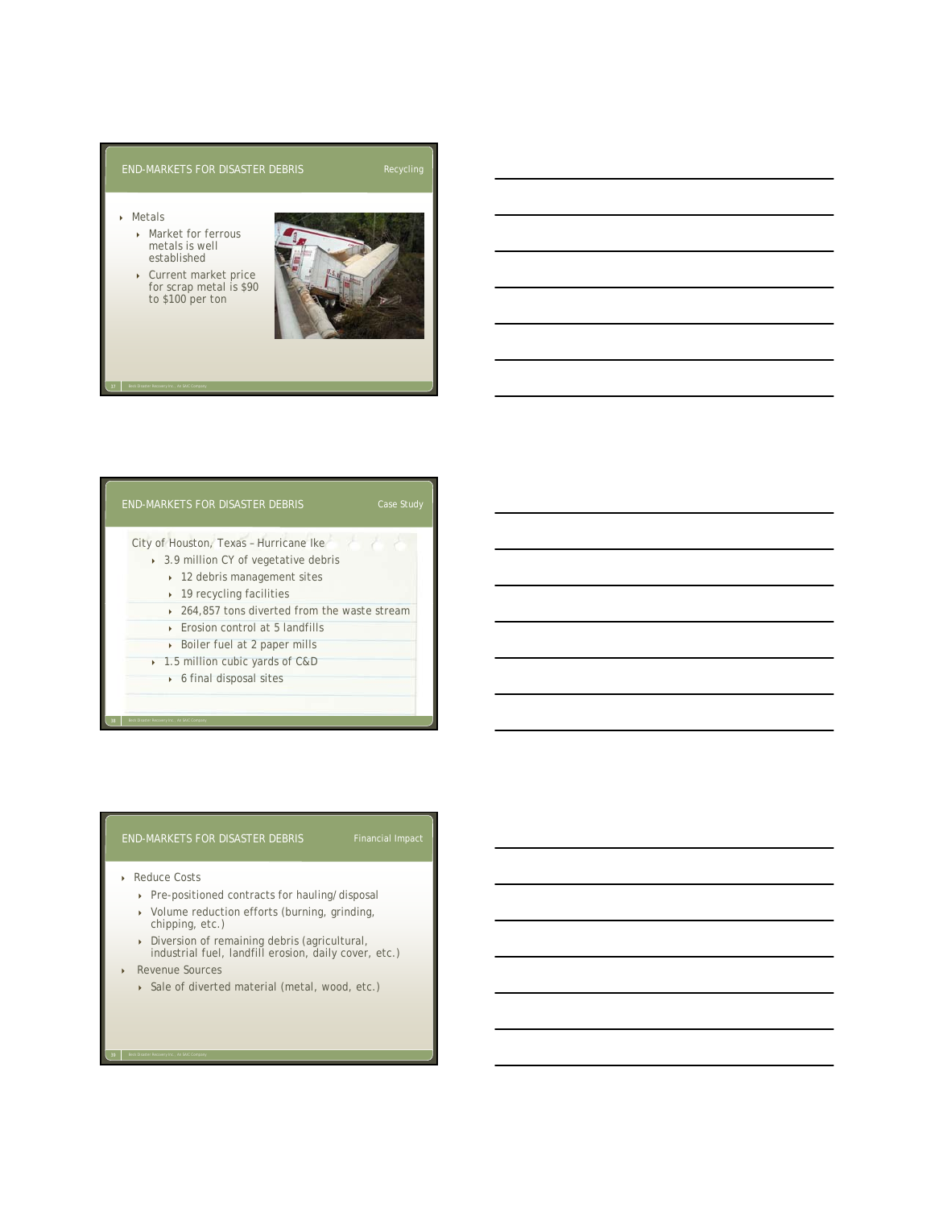## END-MARKETS FOR DISASTER DEBRIS — Recycling

- Metals
  - Market for ferrous metals is well established
  - Current market price for scrap metal is $90 to $100 per ton

## END-MARKETS FOR DISASTER DEBRIS — Case Study

City of Houston, Texas – Hurricane Ike

- 3.9 million CY of vegetative debris
  - 12 debris management sites
  - 19 recycling facilities
  - 264,857 tons diverted from the waste stream
  - Erosion control at 5 landfills
  - Boiler fuel at 2 paper mills
- 1.5 million cubic yards of C&D
  - 6 final disposal sites

## END-MARKETS FOR DISASTER DEBRIS — Financial Impact

- Reduce Costs
  - Pre-positioned contracts for hauling/disposal
  - Volume reduction efforts (burning, grinding, chipping, etc.)
  - Diversion of remaining debris (agricultural, industrial fuel, landfill erosion, daily cover, etc.)
- Revenue Sources
  - Sale of diverted material (metal, wood, etc.)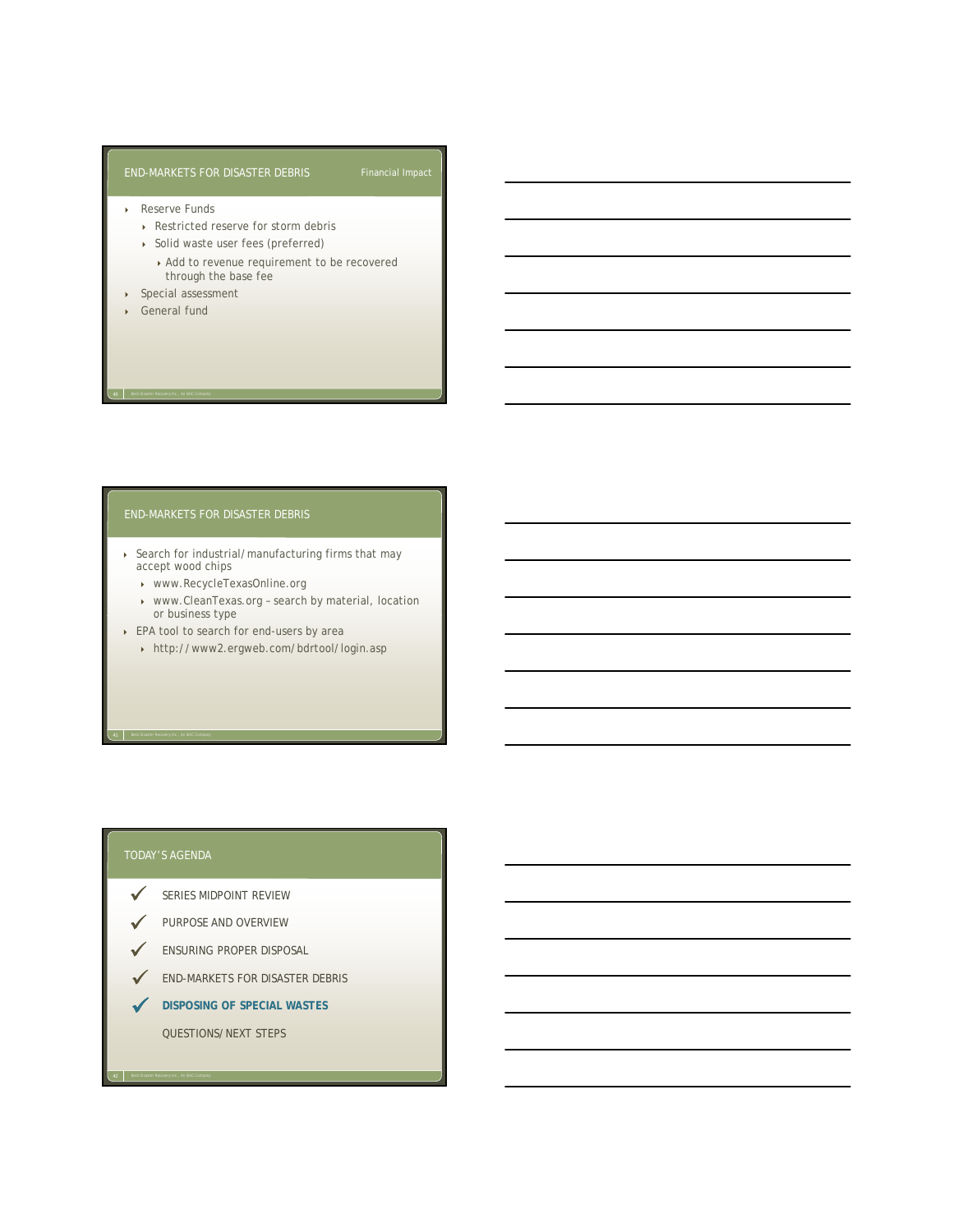## END-MARKETS FOR DISASTER DEBRIS

Financial Impact

- Reserve Funds
  - Restricted reserve for storm debris
  - Solid waste user fees (preferred)
    - Add to revenue requirement to be recovered through the base fee
- Special assessment
- General fund

## END-MARKETS FOR DISASTER DEBRIS

- Search for industrial/manufacturing firms that may accept wood chips
  - www.RecycleTexasOnline.org
  - www.CleanTexas.org – search by material, location or business type
- EPA tool to search for end-users by area
  - http://www2.ergweb.com/bdrtool/login.asp

## TODAY'S AGENDA

- ✓ SERIES MIDPOINT REVIEW
- ✓ PURPOSE AND OVERVIEW
- ✓ ENSURING PROPER DISPOSAL
- ✓ END-MARKETS FOR DISASTER DEBRIS
- ✓ **DISPOSING OF SPECIAL WASTES**
- QUESTIONS/NEXT STEPS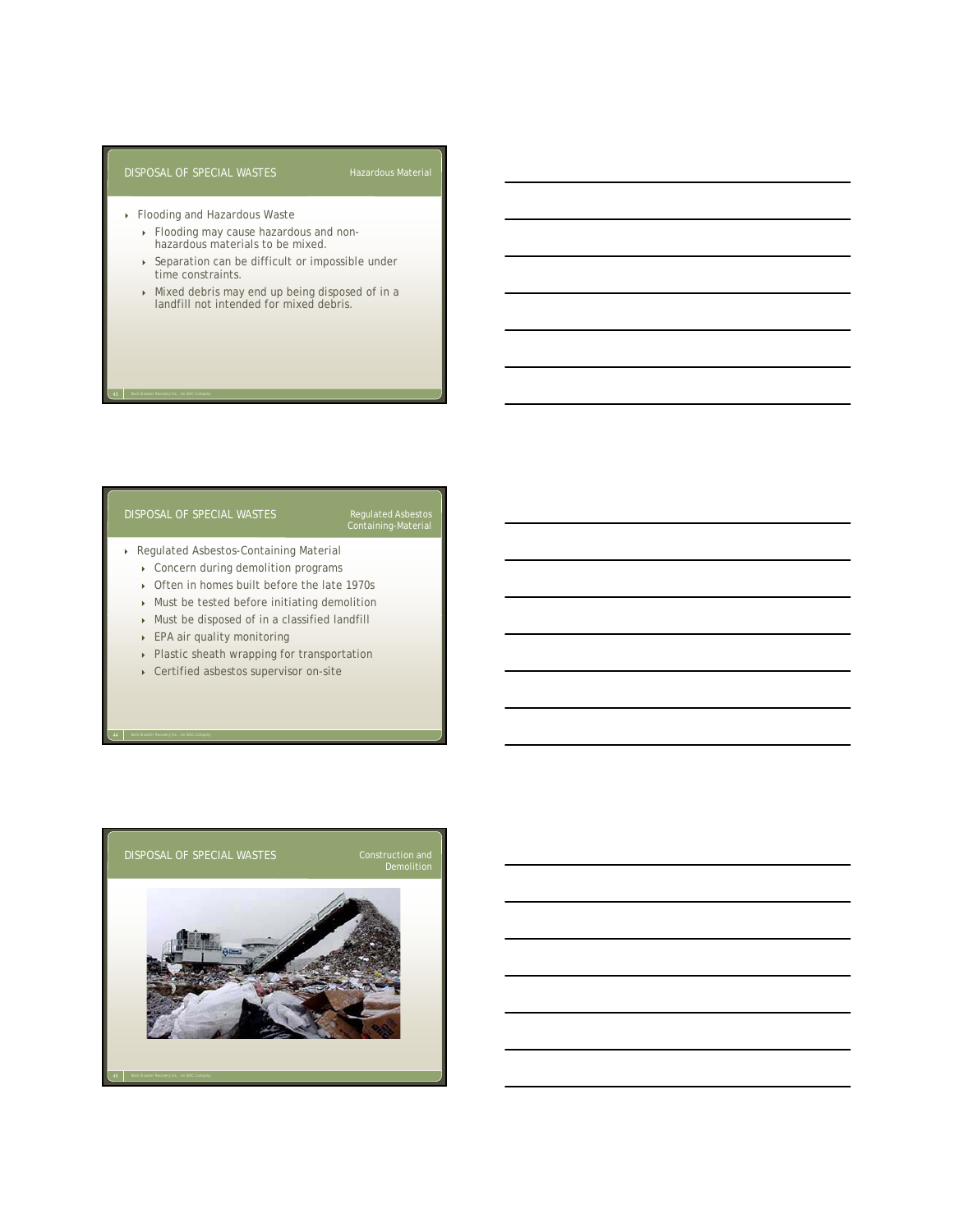## DISPOSAL OF SPECIAL WASTES

Hazardous Material

- Flooding and Hazardous Waste
  - Flooding may cause hazardous and non-hazardous materials to be mixed.
  - Separation can be difficult or impossible under time constraints.
  - Mixed debris may end up being disposed of in a landfill not intended for mixed debris.

## DISPOSAL OF SPECIAL WASTES

Regulated Asbestos Containing-Material

- Regulated Asbestos-Containing Material
  - Concern during demolition programs
  - Often in homes built before the late 1970s
  - Must be tested before initiating demolition
  - Must be disposed of in a classified landfill
  - EPA air quality monitoring
  - Plastic sheath wrapping for transportation
  - Certified asbestos supervisor on-site

## DISPOSAL OF SPECIAL WASTES

Construction and Demolition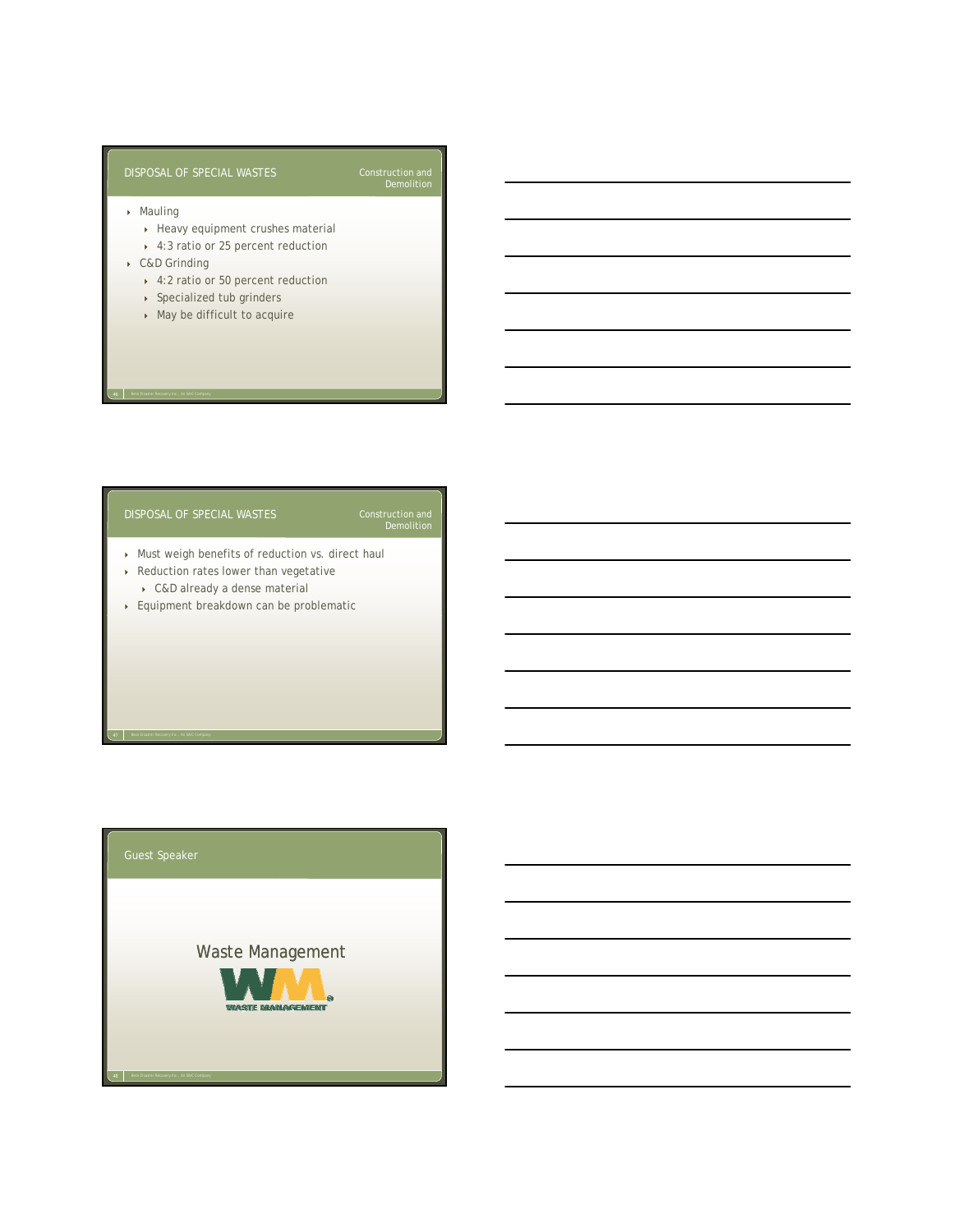## DISPOSAL OF SPECIAL WASTES

Construction and Demolition

- Mauling
  - Heavy equipment crushes material
  - 4:3 ratio or 25 percent reduction
- C&D Grinding
  - 4:2 ratio or 50 percent reduction
  - Specialized tub grinders
  - May be difficult to acquire

## DISPOSAL OF SPECIAL WASTES

Construction and Demolition

- Must weigh benefits of reduction vs. direct haul
- Reduction rates lower than vegetative
  - C&D already a dense material
- Equipment breakdown can be problematic

## Guest Speaker

Waste Management

WASTE MANAGEMENT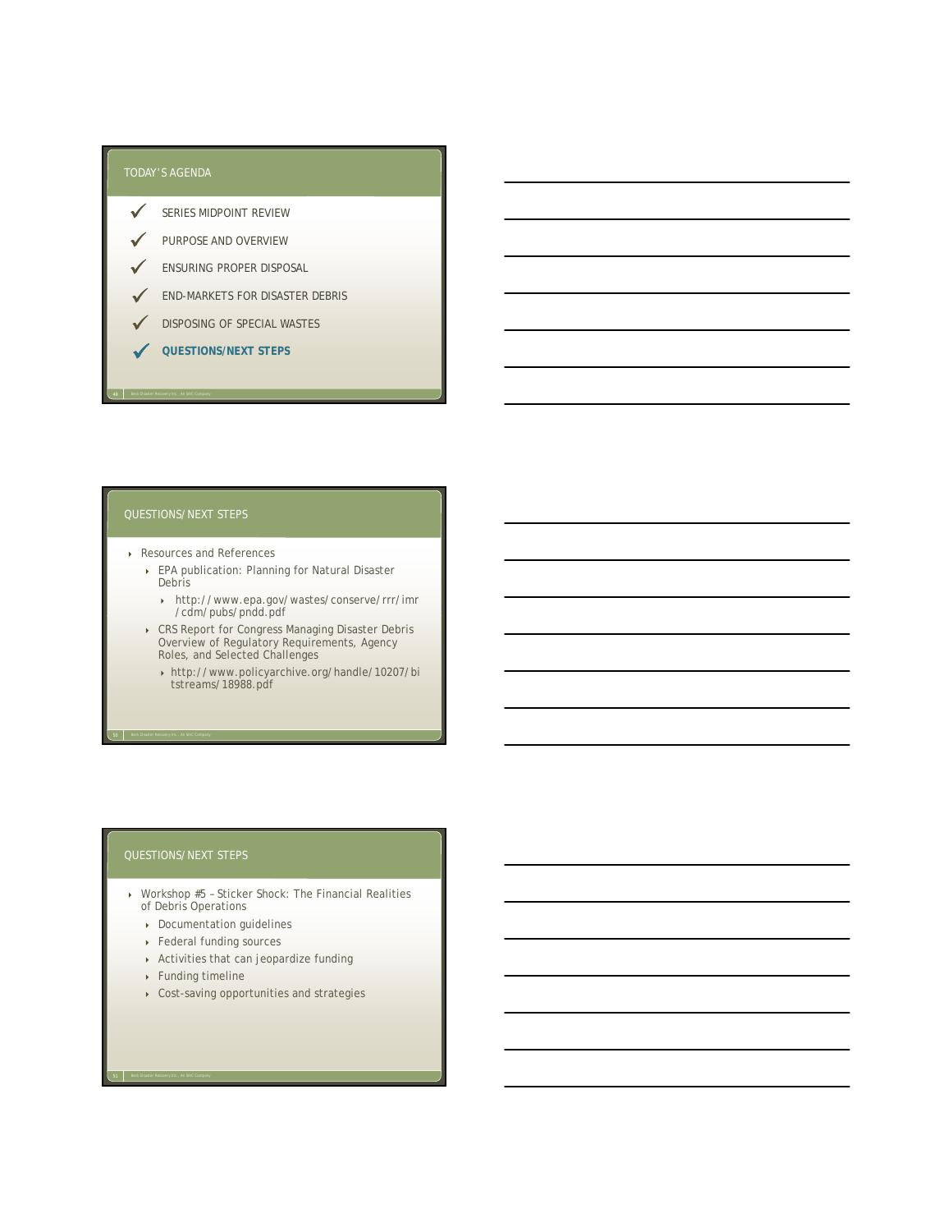## TODAY'S AGENDA

- ✓ SERIES MIDPOINT REVIEW
- ✓ PURPOSE AND OVERVIEW
- ✓ ENSURING PROPER DISPOSAL
- ✓ END-MARKETS FOR DISASTER DEBRIS
- ✓ DISPOSING OF SPECIAL WASTES
- ✓ **QUESTIONS/NEXT STEPS**

## QUESTIONS/NEXT STEPS

- Resources and References
  - EPA publication: Planning for Natural Disaster Debris
    - http://www.epa.gov/wastes/conserve/rrr/imr/cdm/pubs/pndd.pdf
  - CRS Report for Congress Managing Disaster Debris Overview of Regulatory Requirements, Agency Roles, and Selected Challenges
    - http://www.policyarchive.org/handle/10207/bitstreams/18988.pdf

## QUESTIONS/NEXT STEPS

- Workshop #5 – Sticker Shock: The Financial Realities of Debris Operations
  - Documentation guidelines
  - Federal funding sources
  - Activities that can jeopardize funding
  - Funding timeline
  - Cost-saving opportunities and strategies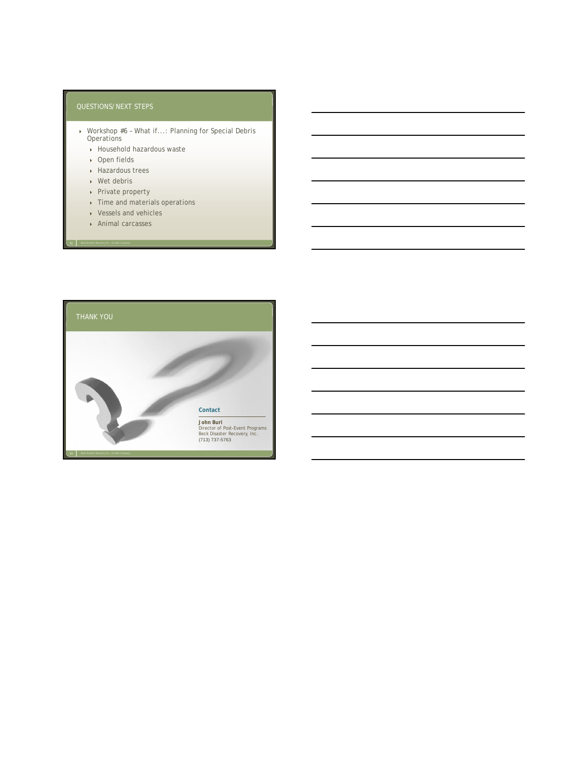## QUESTIONS/NEXT STEPS

- Workshop #6 – What if...: Planning for Special Debris Operations
  - Household hazardous waste
  - Open fields
  - Hazardous trees
  - Wet debris
  - Private property
  - Time and materials operations
  - Vessels and vehicles
  - Animal carcasses

## THANK YOU

**Contact**

**John Buri**
Director of Post-Event Programs
Beck Disaster Recovery, Inc.
(713) 737-5763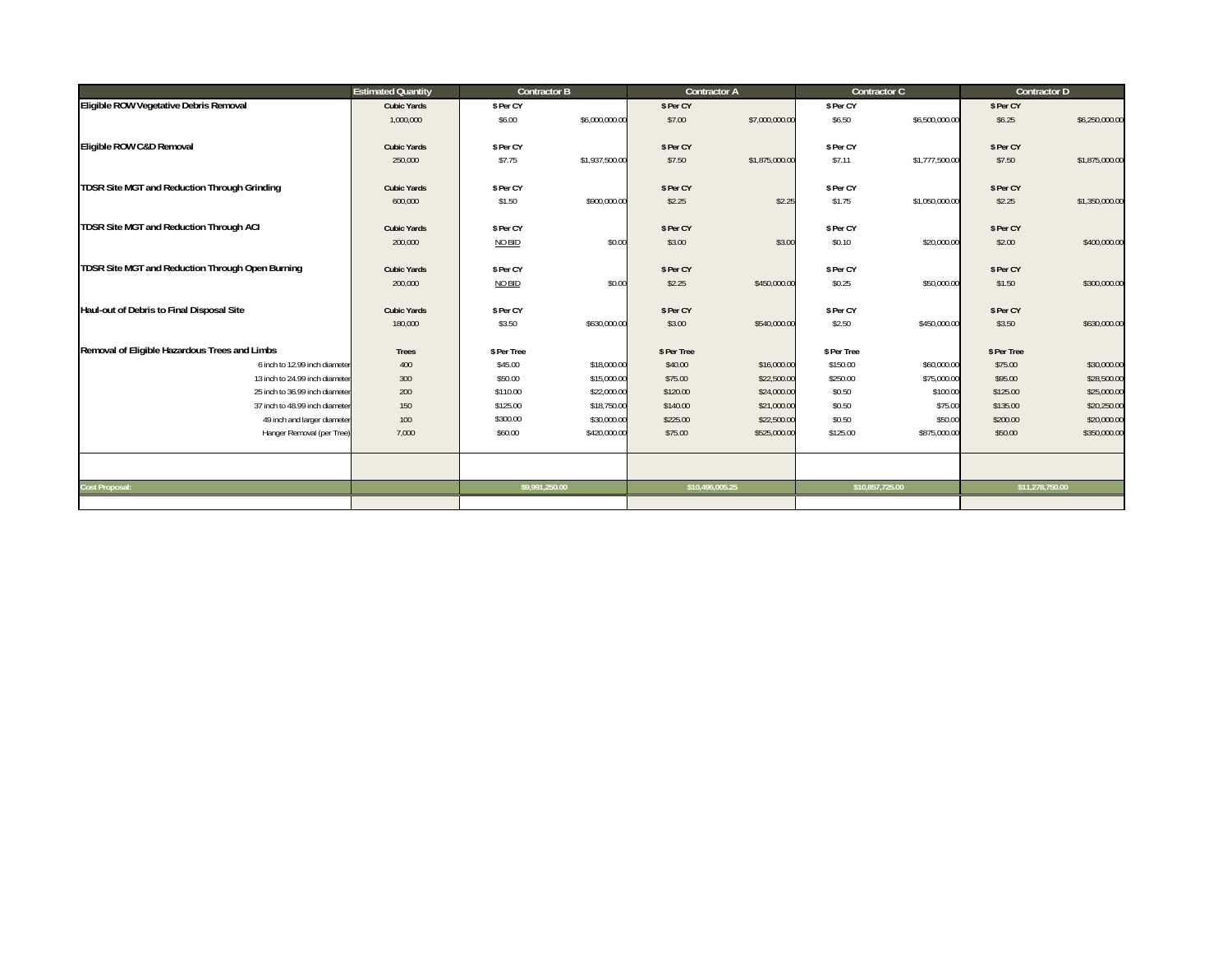| | Estimated Quantity | Contractor B | | Contractor A | | Contractor C | | Contractor D | |
|---|---|---|---|---|---|---|---|---|---|
| **Eligible ROW Vegetative Debris Removal** | **Cubic Yards** | **$ Per CY** | | **$ Per CY** | | **$ Per CY** | | **$ Per CY** | |
| | 1,000,000 | $6.00 | $6,000,000.00 | $7.00 | $7,000,000.00 | $6.50 | $6,500,000.00 | $6.25 | $6,250,000.00 |
| **Eligible ROW C&D Removal** | **Cubic Yards** | **$ Per CY** | | **$ Per CY** | | **$ Per CY** | | **$ Per CY** | |
| | 250,000 | $7.75 | $1,937,500.00 | $7.50 | $1,875,000.00 | $7.11 | $1,777,500.00 | $7.50 | $1,875,000.00 |
| **TDSR Site MGT and Reduction Through Grinding** | **Cubic Yards** | **$ Per CY** | | **$ Per CY** | | **$ Per CY** | | **$ Per CY** | |
| | 600,000 | $1.50 | $900,000.00 | $2.25 | $2.25 | $1.75 | $1,050,000.00 | $2.25 | $1,350,000.00 |
| **TDSR Site MGT and Reduction Through ACI** | **Cubic Yards** | **$ Per CY** | | **$ Per CY** | | **$ Per CY** | | **$ Per CY** | |
| | 200,000 | NO BID | $0.00 | $3.00 | $3.00 | $0.10 | $20,000.00 | $2.00 | $400,000.00 |
| **TDSR Site MGT and Reduction Through Open Burning** | **Cubic Yards** | **$ Per CY** | | **$ Per CY** | | **$ Per CY** | | **$ Per CY** | |
| | 200,000 | NO BID | $0.00 | $2.25 | $450,000.00 | $0.25 | $50,000.00 | $1.50 | $300,000.00 |
| **Haul-out of Debris to Final Disposal Site** | **Cubic Yards** | **$ Per CY** | | **$ Per CY** | | **$ Per CY** | | **$ Per CY** | |
| | 180,000 | $3.50 | $630,000.00 | $3.00 | $540,000.00 | $2.50 | $450,000.00 | $3.50 | $630,000.00 |
| **Removal of Eligible Hazardous Trees and Limbs** | **Trees** | **$ Per Tree** | | **$ Per Tree** | | **$ Per Tree** | | **$ Per Tree** | |
| 6 inch to 12.99 inch diameter | 400 | $45.00 | $18,000.00 | $40.00 | $16,000.00 | $150.00 | $60,000.00 | $75.00 | $30,000.00 |
| 13 inch to 24.99 inch diameter | 300 | $50.00 | $15,000.00 | $75.00 | $22,500.00 | $250.00 | $75,000.00 | $95.00 | $28,500.00 |
| 25 inch to 36.99 inch diameter | 200 | $110.00 | $22,000.00 | $120.00 | $24,000.00 | $0.50 | $100.00 | $125.00 | $25,000.00 |
| 37 inch to 48.99 inch diameter | 150 | $125.00 | $18,750.00 | $140.00 | $21,000.00 | $0.50 | $75.00 | $135.00 | $20,250.00 |
| 49 inch and larger diameter | 100 | $300.00 | $30,000.00 | $225.00 | $22,500.00 | $0.50 | $50.00 | $200.00 | $20,000.00 |
| Hanger Removal (per Tree) | 7,000 | $60.00 | $420,000.00 | $75.00 | $525,000.00 | $125.00 | $875,000.00 | $50.00 | $350,000.00 |
| **Cost Proposal:** | | $9,991,250.00 | | $10,496,005.25 | | $10,857,725.00 | | $11,278,750.00 | |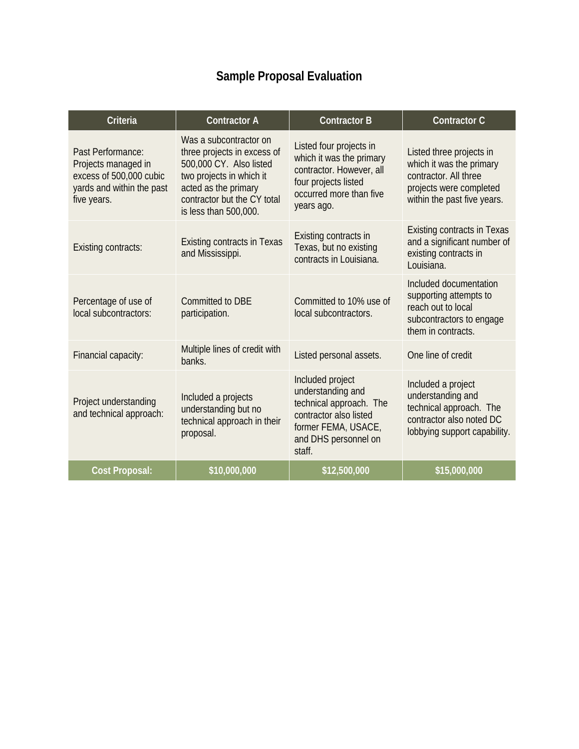# Sample Proposal Evaluation

| Criteria | Contractor A | Contractor B | Contractor C |
|---|---|---|---|
| Past Performance: Projects managed in excess of 500,000 cubic yards and within the past five years. | Was a subcontractor on three projects in excess of 500,000 CY. Also listed two projects in which it acted as the primary contractor but the CY total is less than 500,000. | Listed four projects in which it was the primary contractor. However, all four projects listed occurred more than five years ago. | Listed three projects in which it was the primary contractor. All three projects were completed within the past five years. |
| Existing contracts: | Existing contracts in Texas and Mississippi. | Existing contracts in Texas, but no existing contracts in Louisiana. | Existing contracts in Texas and a significant number of existing contracts in Louisiana. |
| Percentage of use of local subcontractors: | Committed to DBE participation. | Committed to 10% use of local subcontractors. | Included documentation supporting attempts to reach out to local subcontractors to engage them in contracts. |
| Financial capacity: | Multiple lines of credit with banks. | Listed personal assets. | One line of credit |
| Project understanding and technical approach: | Included a projects understanding but no technical approach in their proposal. | Included project understanding and technical approach. The contractor also listed former FEMA, USACE, and DHS personnel on staff. | Included a project understanding and technical approach. The contractor also noted DC lobbying support capability. |
| **Cost Proposal:** | **$10,000,000** | **$12,500,000** | **$15,000,000** |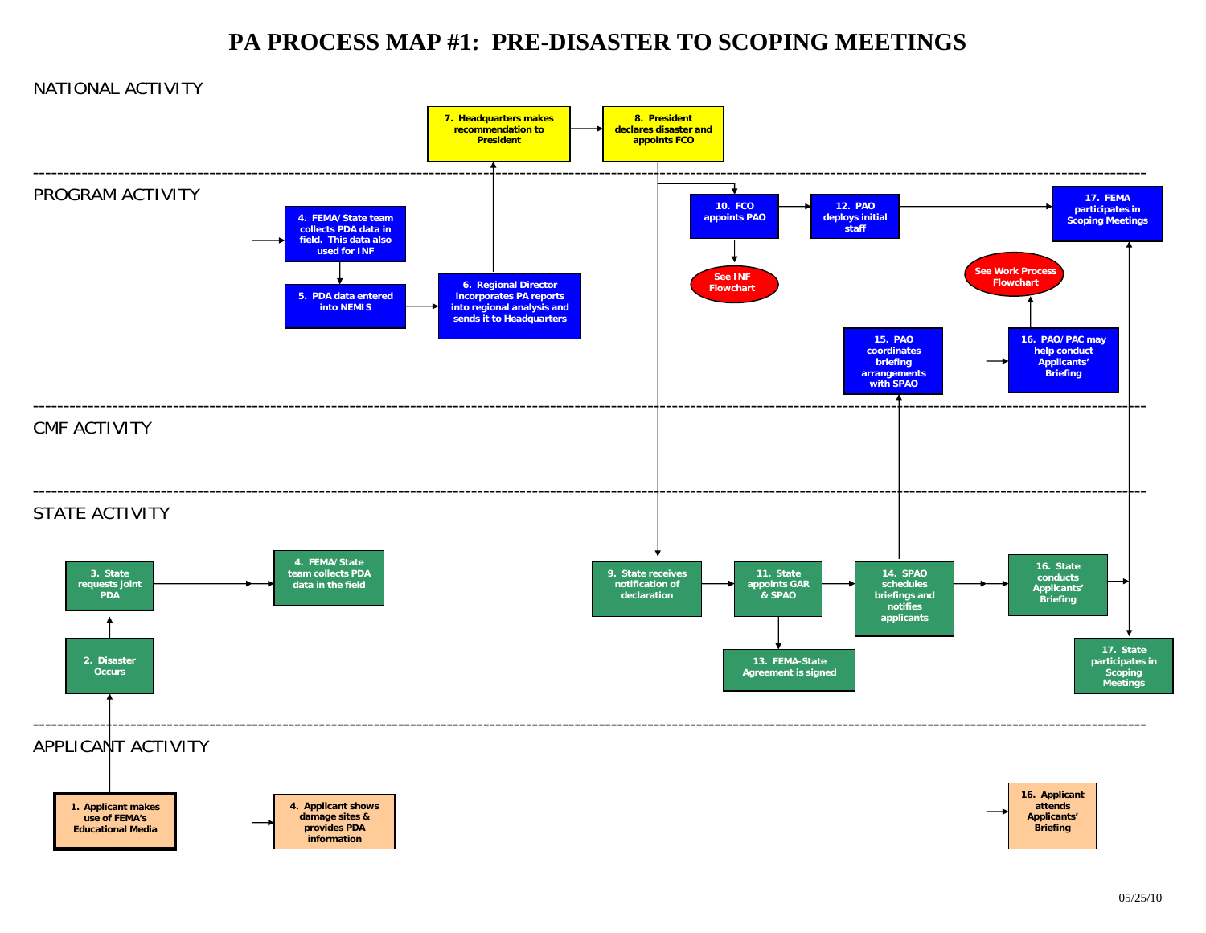# PA PROCESS MAP #1: PRE-DISASTER TO SCOPING MEETINGS

## NATIONAL ACTIVITY

- 7. Headquarters makes recommendation to President
- 8. President declares disaster and appoints FCO

## PROGRAM ACTIVITY

- 4. FEMA/State team collects PDA data in field. This data also used for INF
- 5. PDA data entered into NEMIS
- 6. Regional Director incorporates PA reports into regional analysis and sends it to Headquarters
- 10. FCO appoints PAO
- See INF Flowchart
- 12. PAO deploys initial staff
- 15. PAO coordinates briefing arrangements with SPAO
- 16. PAO/PAC may help conduct Applicants' Briefing
- See Work Process Flowchart
- 17. FEMA participates in Scoping Meetings

## CMF ACTIVITY

## STATE ACTIVITY

- 2. Disaster Occurs
- 3. State requests joint PDA
- 4. FEMA/State team collects PDA data in the field
- 9. State receives notification of declaration
- 11. State appoints GAR & SPAO
- 13. FEMA-State Agreement is signed
- 14. SPAO schedules briefings and notifies applicants
- 16. State conducts Applicants' Briefing
- 17. State participates in Scoping Meetings

## APPLICANT ACTIVITY

- 1. Applicant makes use of FEMA's Educational Media
- 4. Applicant shows damage sites & provides PDA information
- 16. Applicant attends Applicants' Briefing

05/25/10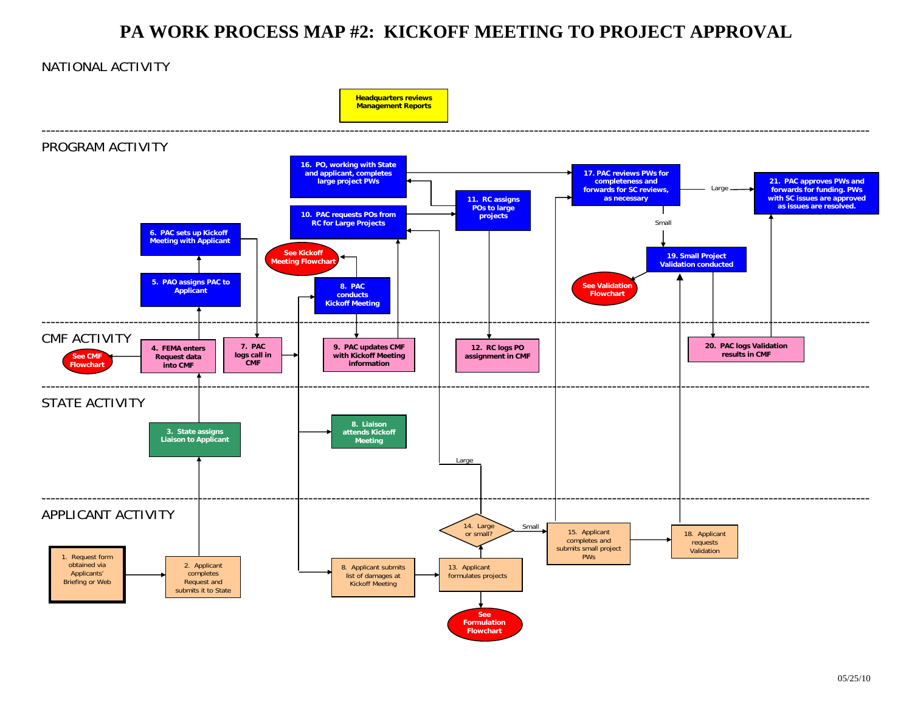# PA WORK PROCESS MAP #2: KICKOFF MEETING TO PROJECT APPROVAL

## NATIONAL ACTIVITY

Headquarters reviews Management Reports

## PROGRAM ACTIVITY

16. PO, working with State and applicant, completes large project PWs

17. PAC reviews PWs for completeness and forwards for SC reviews, as necessary

Large

21. PAC approves PWs and forwards for funding. PWs with SC issues are approved as issues are resolved.

10. PAC requests POs from RC for Large Projects

11. RC assigns POs to large projects

Small

6. PAC sets up Kickoff Meeting with Applicant

See Kickoff Meeting Flowchart

19. Small Project Validation conducted

See Validation Flowchart

5. PAO assigns PAC to Applicant

8. PAC conducts Kickoff Meeting

## CMF ACTIVITY

See CMF Flowchart

4. FEMA enters Request data into CMF

7. PAC logs call in CMF

9. PAC updates CMF with Kickoff Meeting information

12. RC logs PO assignment in CMF

20. PAC logs Validation results in CMF

## STATE ACTIVITY

8. Liaison attends Kickoff Meeting

3. State assigns Liaison to Applicant

Large

## APPLICANT ACTIVITY

14. Large or small?

Small

15. Applicant completes and submits small project PWs

18. Applicant requests Validation

1. Request form obtained via Applicants' Briefing or Web

2. Applicant completes Request and submits it to State

8. Applicant submits list of damages at Kickoff Meeting

13. Applicant formulates projects

See Formulation Flowchart

05/25/10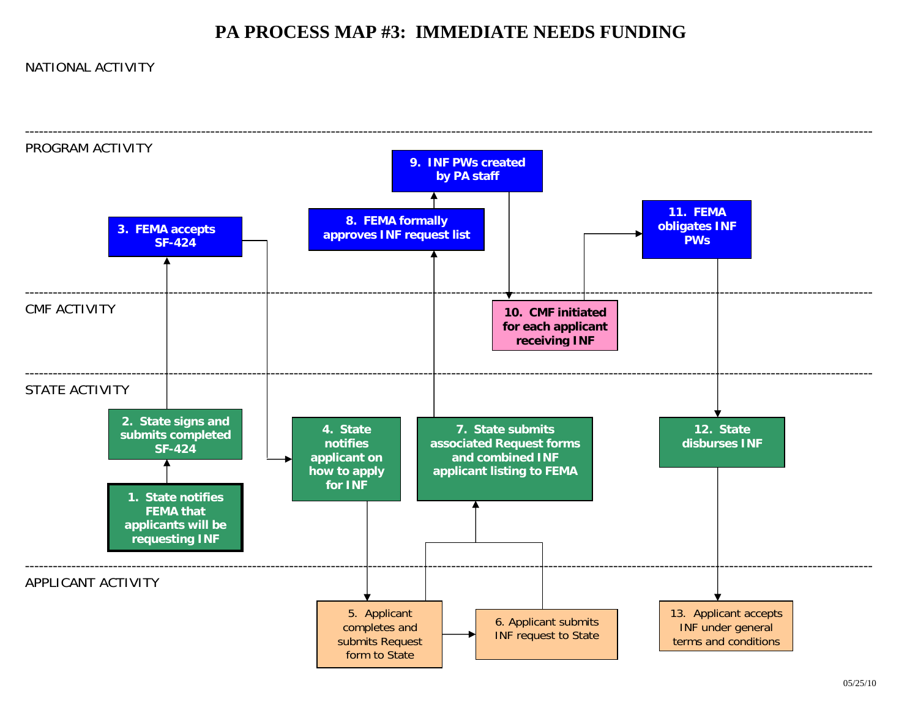# PA PROCESS MAP #3: IMMEDIATE NEEDS FUNDING

NATIONAL ACTIVITY

PROGRAM ACTIVITY

- 3. FEMA accepts SF-424
- 8. FEMA formally approves INF request list
- 9. INF PWs created by PA staff
- 11. FEMA obligates INF PWs

CMF ACTIVITY

- 10. CMF initiated for each applicant receiving INF

STATE ACTIVITY

- 1. State notifies FEMA that applicants will be requesting INF
- 2. State signs and submits completed SF-424
- 4. State notifies applicant on how to apply for INF
- 7. State submits associated Request forms and combined INF applicant listing to FEMA
- 12. State disburses INF

APPLICANT ACTIVITY

- 5. Applicant completes and submits Request form to State
- 6. Applicant submits INF request to State
- 13. Applicant accepts INF under general terms and conditions

05/25/10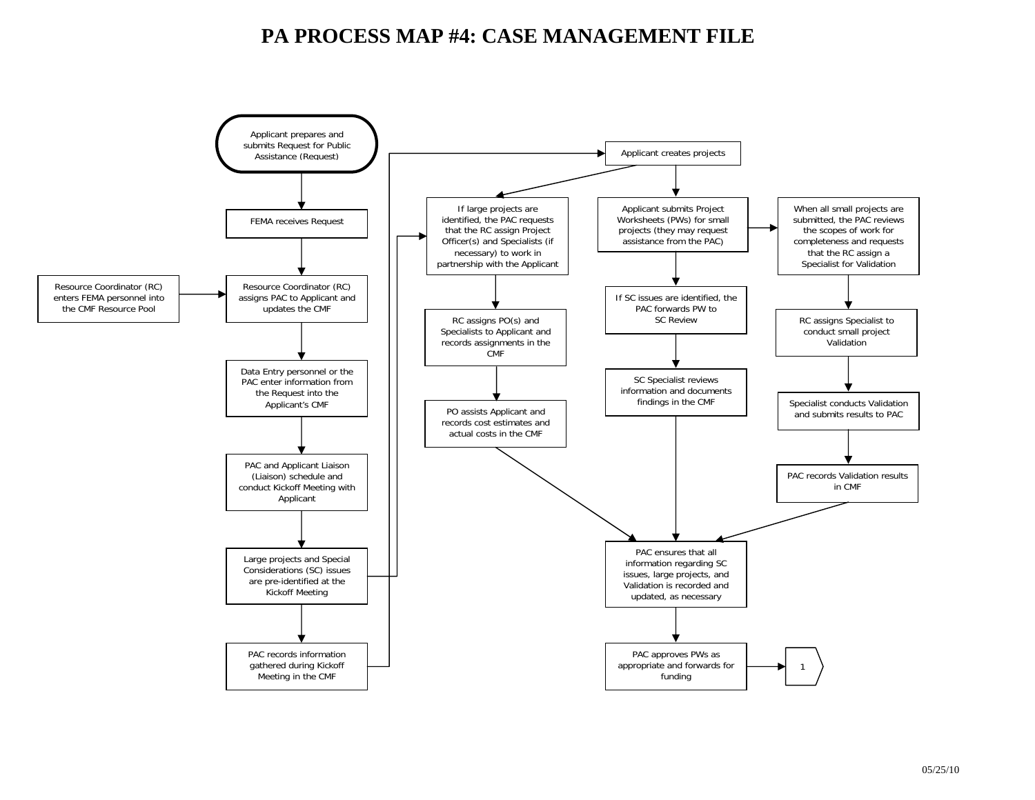# PA PROCESS MAP #4: CASE MANAGEMENT FILE

Applicant prepares and submits Request for Public Assistance (Request)

FEMA receives Request

Resource Coordinator (RC) enters FEMA personnel into the CMF Resource Pool

Resource Coordinator (RC) assigns PAC to Applicant and updates the CMF

Data Entry personnel or the PAC enter information from the Request into the Applicant's CMF

PAC and Applicant Liaison (Liaison) schedule and conduct Kickoff Meeting with Applicant

Large projects and Special Considerations (SC) issues are pre-identified at the Kickoff Meeting

PAC records information gathered during Kickoff Meeting in the CMF

Applicant creates projects

If large projects are identified, the PAC requests that the RC assign Project Officer(s) and Specialists (if necessary) to work in partnership with the Applicant

RC assigns PO(s) and Specialists to Applicant and records assignments in the CMF

PO assists Applicant and records cost estimates and actual costs in the CMF

Applicant submits Project Worksheets (PWs) for small projects (they may request assistance from the PAC)

If SC issues are identified, the PAC forwards PW to SC Review

SC Specialist reviews information and documents findings in the CMF

When all small projects are submitted, the PAC reviews the scopes of work for completeness and requests that the RC assign a Specialist for Validation

RC assigns Specialist to conduct small project Validation

Specialist conducts Validation and submits results to PAC

PAC records Validation results in CMF

PAC ensures that all information regarding SC issues, large projects, and Validation is recorded and updated, as necessary

PAC approves PWs as appropriate and forwards for funding

1

05/25/10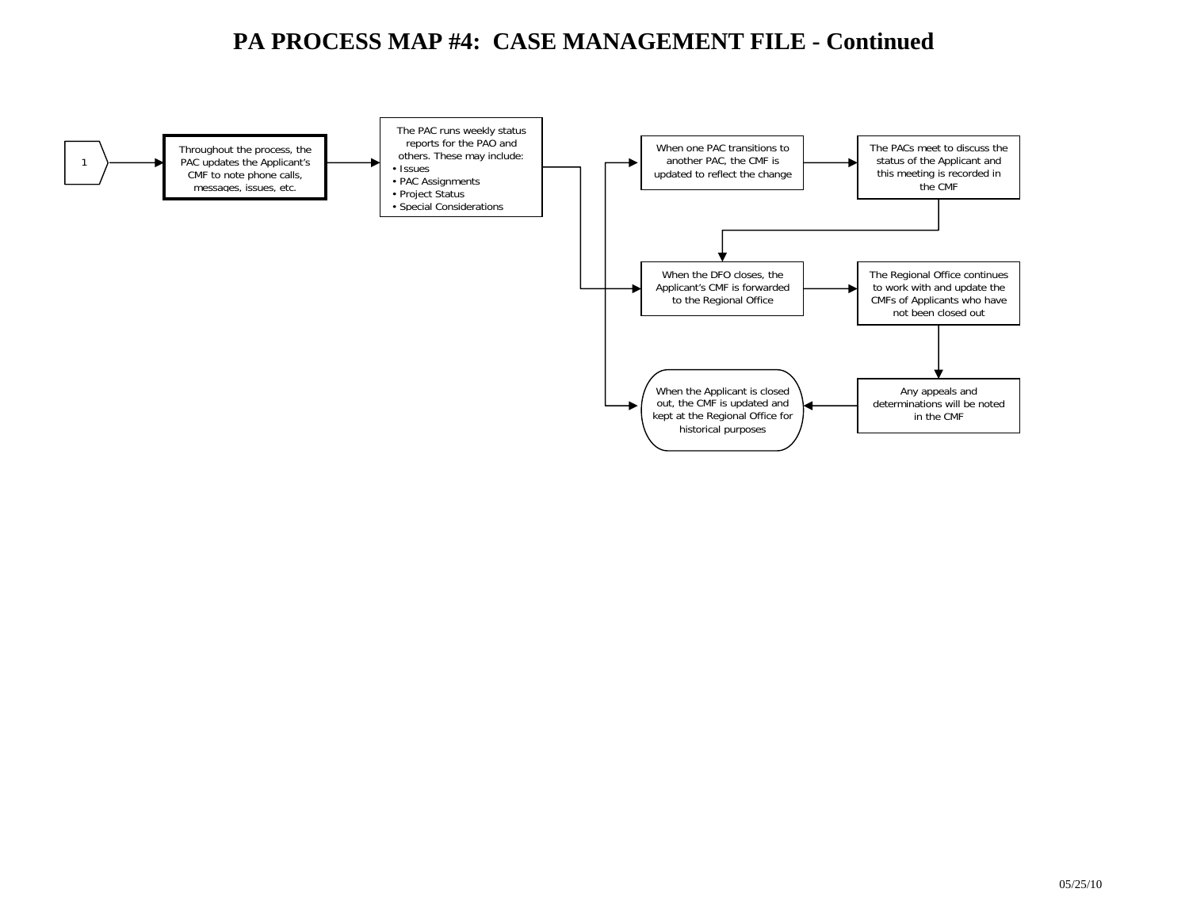# PA PROCESS MAP #4: CASE MANAGEMENT FILE - Continued

1

Throughout the process, the PAC updates the Applicant's CMF to note phone calls, messages, issues, etc.

The PAC runs weekly status reports for the PAO and others. These may include:
- Issues
- PAC Assignments
- Project Status
- Special Considerations

When one PAC transitions to another PAC, the CMF is updated to reflect the change

The PACs meet to discuss the status of the Applicant and this meeting is recorded in the CMF

When the DFO closes, the Applicant's CMF is forwarded to the Regional Office

The Regional Office continues to work with and update the CMFs of Applicants who have not been closed out

Any appeals and determinations will be noted in the CMF

When the Applicant is closed out, the CMF is updated and kept at the Regional Office for historical purposes

05/25/10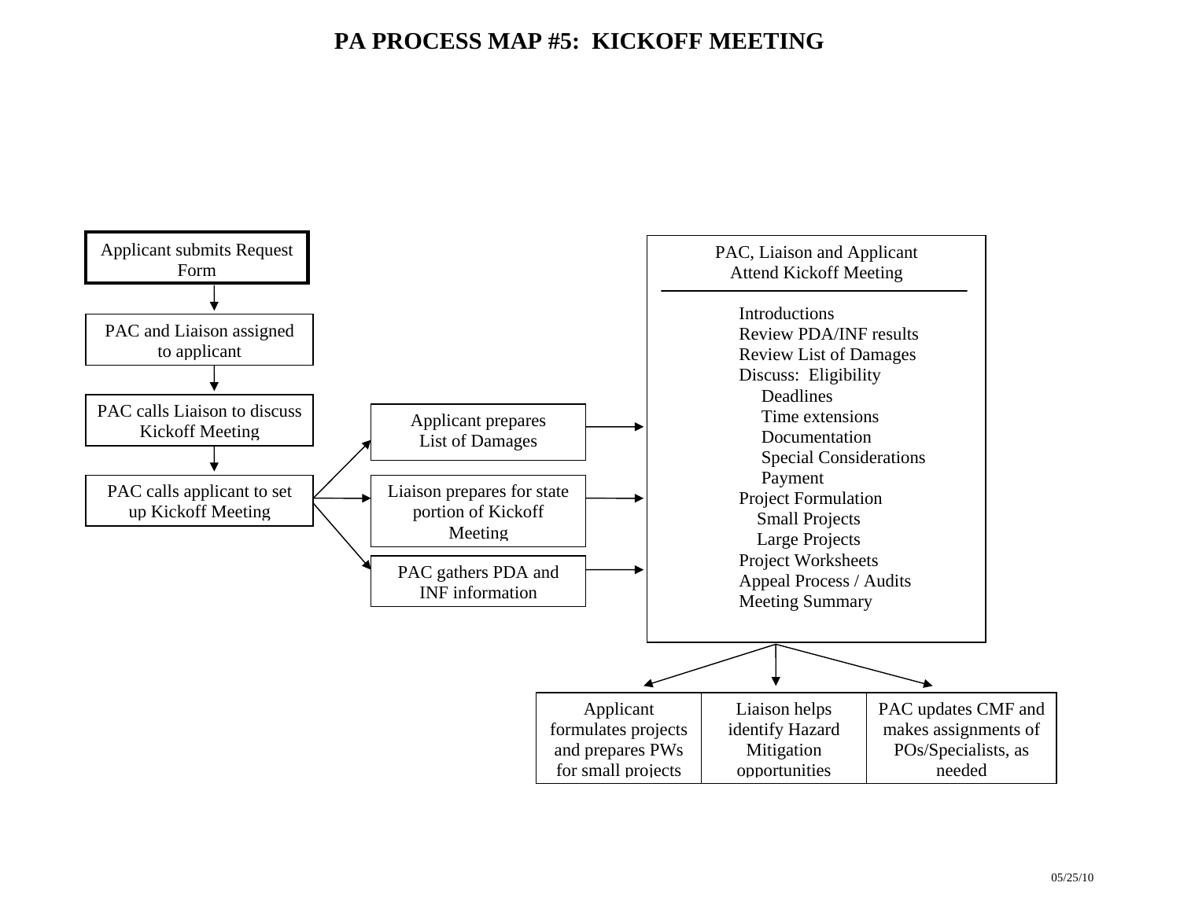# PA PROCESS MAP #5: KICKOFF MEETING

Applicant submits Request Form

↓

PAC and Liaison assigned to applicant

↓

PAC calls Liaison to discuss Kickoff Meeting

↓

PAC calls applicant to set up Kickoff Meeting

→ Applicant prepares List of Damages

→ Liaison prepares for state portion of Kickoff Meeting

→ PAC gathers PDA and INF information

→

**PAC, Liaison and Applicant Attend Kickoff Meeting**

- Introductions
- Review PDA/INF results
- Review List of Damages
- Discuss: Eligibility
  - Deadlines
  - Time extensions
  - Documentation
  - Special Considerations
  - Payment
- Project Formulation
  - Small Projects
  - Large Projects
- Project Worksheets
- Appeal Process / Audits
- Meeting Summary

→

| Applicant formulates projects and prepares PWs for small projects | Liaison helps identify Hazard Mitigation opportunities | PAC updates CMF and makes assignments of POs/Specialists, as needed |
|---|---|---|

05/25/10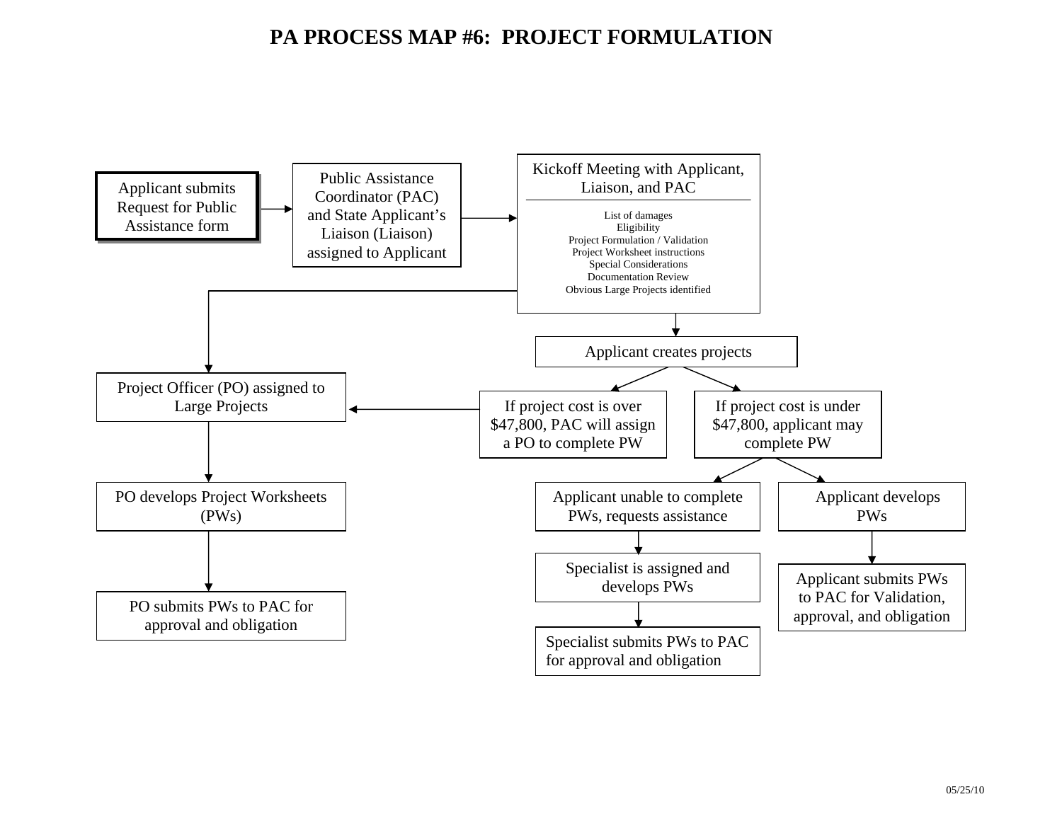# PA PROCESS MAP #6: PROJECT FORMULATION

Applicant submits Request for Public Assistance form

→ Public Assistance Coordinator (PAC) and State Applicant's Liaison (Liaison) assigned to Applicant

→ Kickoff Meeting with Applicant, Liaison, and PAC

- List of damages
- Eligibility
- Project Formulation / Validation
- Project Worksheet instructions
- Special Considerations
- Documentation Review
- Obvious Large Projects identified

→ Applicant creates projects

- If project cost is over $47,800, PAC will assign a PO to complete PW
- If project cost is under $47,800, applicant may complete PW
  - Applicant unable to complete PWs, requests assistance → Specialist is assigned and develops PWs → Specialist submits PWs to PAC for approval and obligation
  - Applicant develops PWs → Applicant submits PWs to PAC for Validation, approval, and obligation

Project Officer (PO) assigned to Large Projects → PO develops Project Worksheets (PWs) → PO submits PWs to PAC for approval and obligation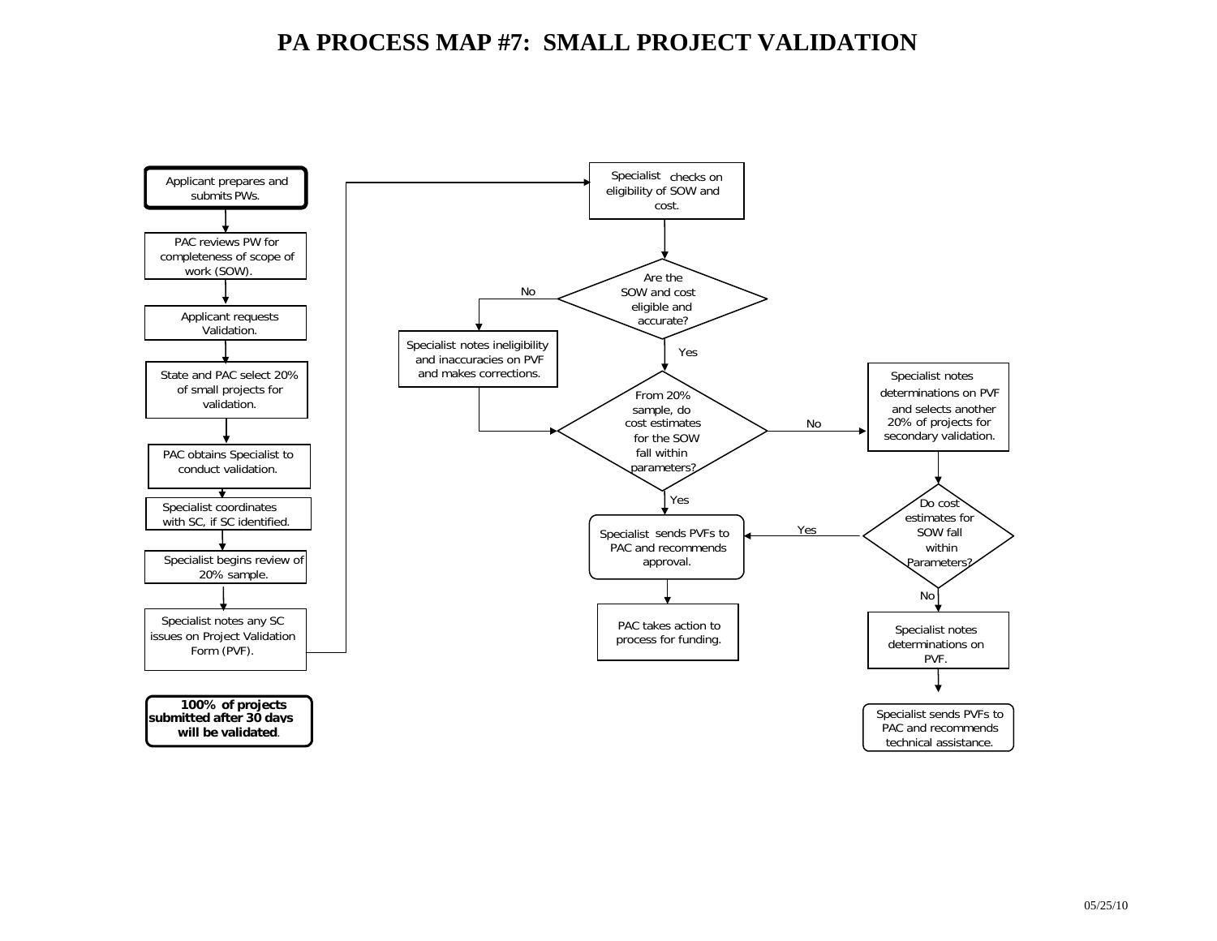# PA PROCESS MAP #7: SMALL PROJECT VALIDATION

Applicant prepares and submits PWs.

PAC reviews PW for completeness of scope of work (SOW).

Applicant requests Validation.

State and PAC select 20% of small projects for validation.

PAC obtains Specialist to conduct validation.

Specialist coordinates with SC, if SC identified.

Specialist begins review of 20% sample.

Specialist notes any SC issues on Project Validation Form (PVF).

Specialist checks on eligibility of SOW and cost.

Are the SOW and cost eligible and accurate?

No

Specialist notes ineligibility and inaccuracies on PVF and makes corrections.

Yes

From 20% sample, do cost estimates for the SOW fall within parameters?

No

Specialist notes determinations on PVF and selects another 20% of projects for secondary validation.

Do cost estimates for SOW fall within Parameters?

Yes

Specialist sends PVFs to PAC and recommends approval.

PAC takes action to process for funding.

No

Specialist notes determinations on PVF.

Specialist sends PVFs to PAC and recommends technical assistance.

**100% of projects submitted after 30 days will be validated**.

05/25/10